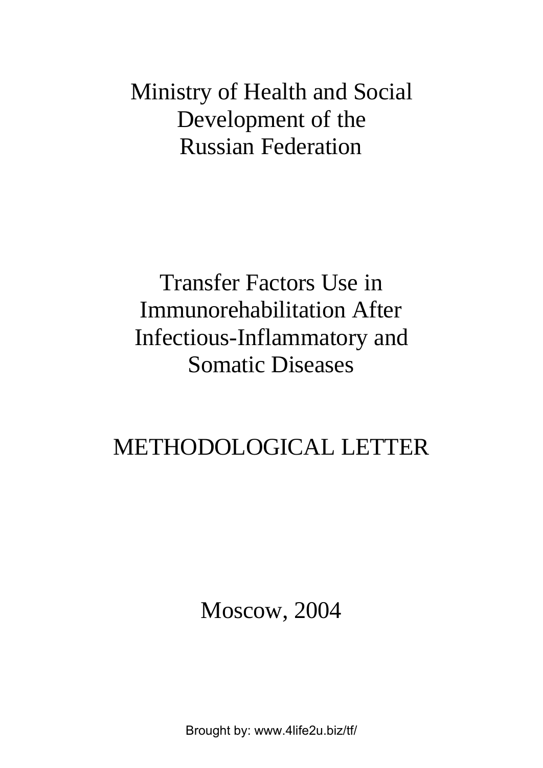Ministry of Health and Social Development of the Russian Federation

# Transfer Factors Use in Immunorehabilitation After Infectious-Inflammatory and Somatic Diseases

## METHODOLOGICAL LETTER

Moscow, 2004

Brought by: www.4life2u.biz/tf/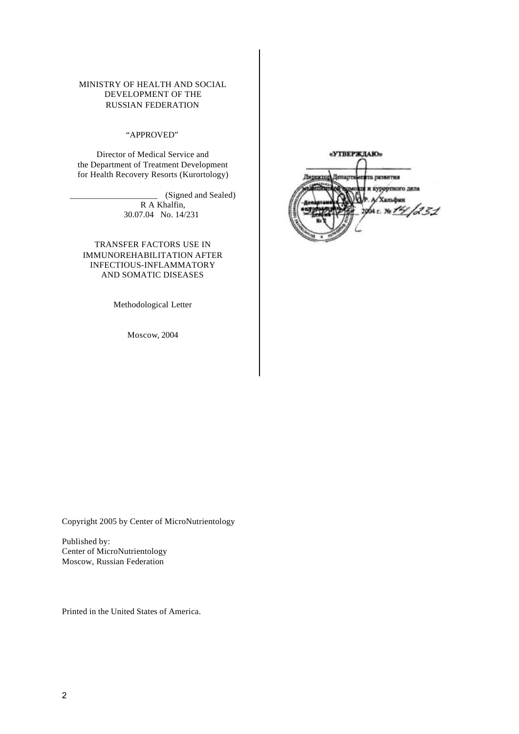MINISTRY OF HEALTH AND SOCIAL DEVELOPMENT OF THE RUSSIAN FEDERATION

“APPROVED”

Director of Medical Service and the Department of Treatment Development for Health Recovery Resorts (Kurortology)

____________________ (Signed and Sealed)
R A Khalfin,
30.07.04 No. 14/231

TRANSFER FACTORS USE IN IMMUNOREHABILITATION AFTER INFECTIOUS-INFLAMMATORY AND SOMATIC DISEASES

Methodological Letter

Moscow, 2004

«УТВЕРЖДАЮ»

Директор Департамента развития медицинской помощи и курортного дела

Р. А. Хальфин

2004 г. № 14/231

Copyright 2005 by Center of MicroNutrientology

Published by:
Center of MicroNutrientology
Moscow, Russian Federation

Printed in the United States of America.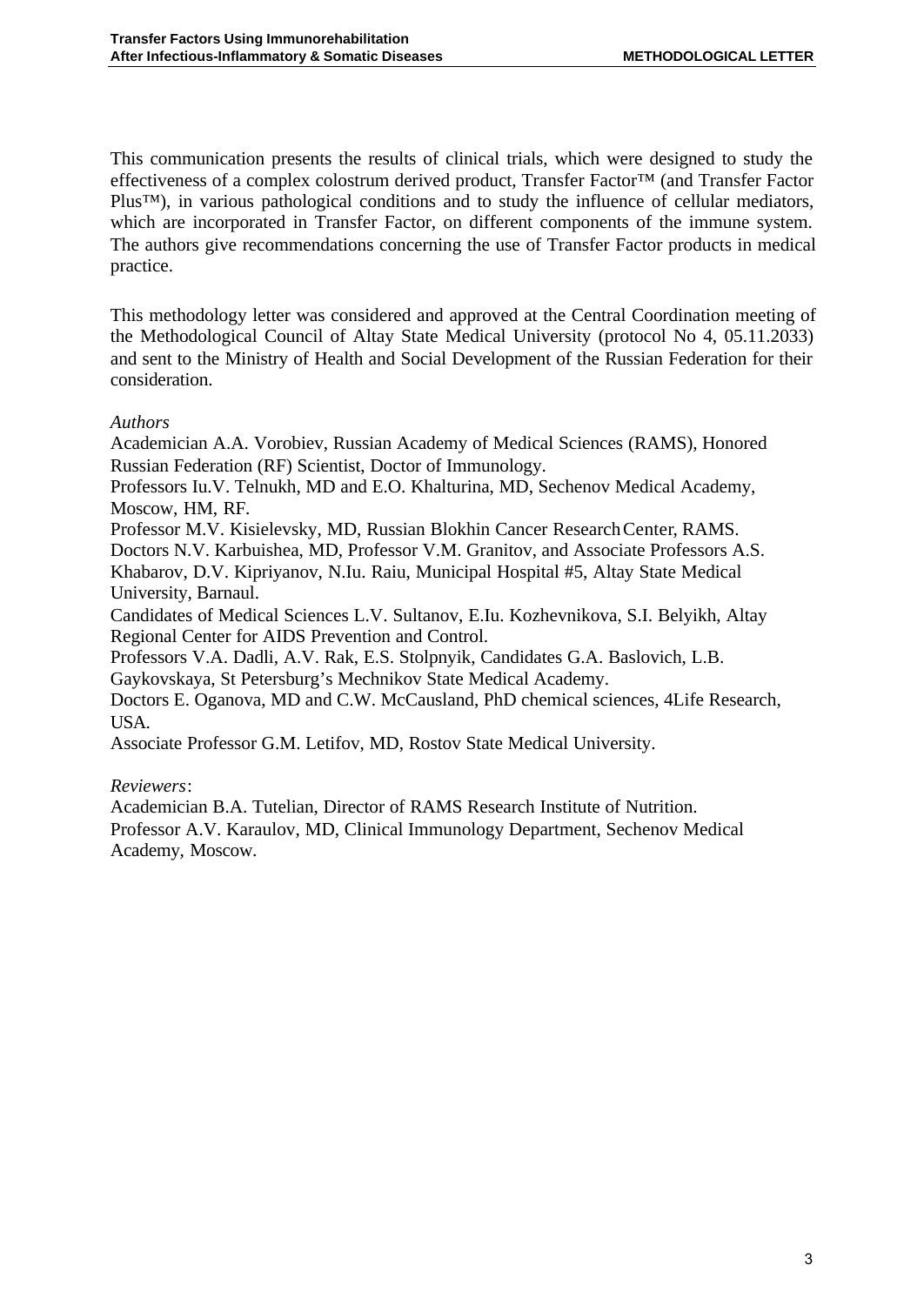This communication presents the results of clinical trials, which were designed to study the effectiveness of a complex colostrum derived product, Transfer Factor™ (and Transfer Factor Plus™), in various pathological conditions and to study the influence of cellular mediators, which are incorporated in Transfer Factor, on different components of the immune system. The authors give recommendations concerning the use of Transfer Factor products in medical practice.

This methodology letter was considered and approved at the Central Coordination meeting of the Methodological Council of Altay State Medical University (protocol No 4, 05.11.2033) and sent to the Ministry of Health and Social Development of the Russian Federation for their consideration.

*Authors*

Academician A.A. Vorobiev, Russian Academy of Medical Sciences (RAMS), Honored Russian Federation (RF) Scientist, Doctor of Immunology.
Professors Iu.V. Telnukh, MD and E.O. Khalturina, MD, Sechenov Medical Academy, Moscow, HM, RF.
Professor M.V. Kisielevsky, MD, Russian Blokhin Cancer Research Center, RAMS.
Doctors N.V. Karbuishea, MD, Professor V.M. Granitov, and Associate Professors A.S. Khabarov, D.V. Kipriyanov, N.Iu. Raiu, Municipal Hospital #5, Altay State Medical University, Barnaul.
Candidates of Medical Sciences L.V. Sultanov, E.Iu. Kozhevnikova, S.I. Belyikh, Altay Regional Center for AIDS Prevention and Control.
Professors V.A. Dadli, A.V. Rak, E.S. Stolpnyik, Candidates G.A. Baslovich, L.B. Gaykovskaya, St Petersburg's Mechnikov State Medical Academy.
Doctors E. Oganova, MD and C.W. McCausland, PhD chemical sciences, 4Life Research, USA.
Associate Professor G.M. Letifov, MD, Rostov State Medical University.

*Reviewers*:

Academician B.A. Tutelian, Director of RAMS Research Institute of Nutrition.
Professor A.V. Karaulov, MD, Clinical Immunology Department, Sechenov Medical Academy, Moscow.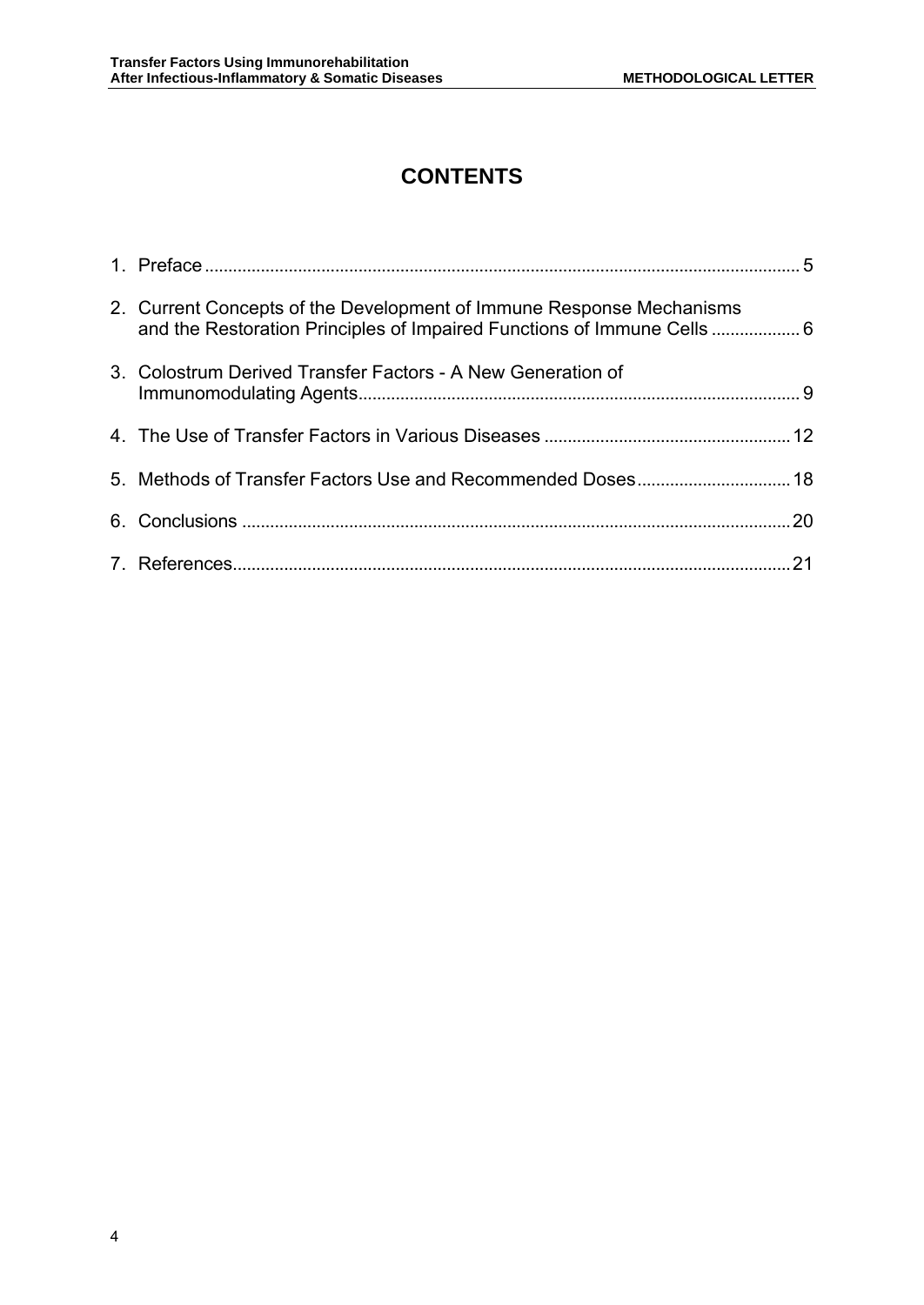# CONTENTS

1. Preface ........................................................................................................................ 5
2. Current Concepts of the Development of Immune Response Mechanisms and the Restoration Principles of Impaired Functions of Immune Cells .................. 6
3. Colostrum Derived Transfer Factors - A New Generation of Immunomodulating Agents............................................................................................ 9
4. The Use of Transfer Factors in Various Diseases .................................................... 12
5. Methods of Transfer Factors Use and Recommended Doses................................. 18
6. Conclusions .................................................................................................................. 20
7. References..................................................................................................................... 21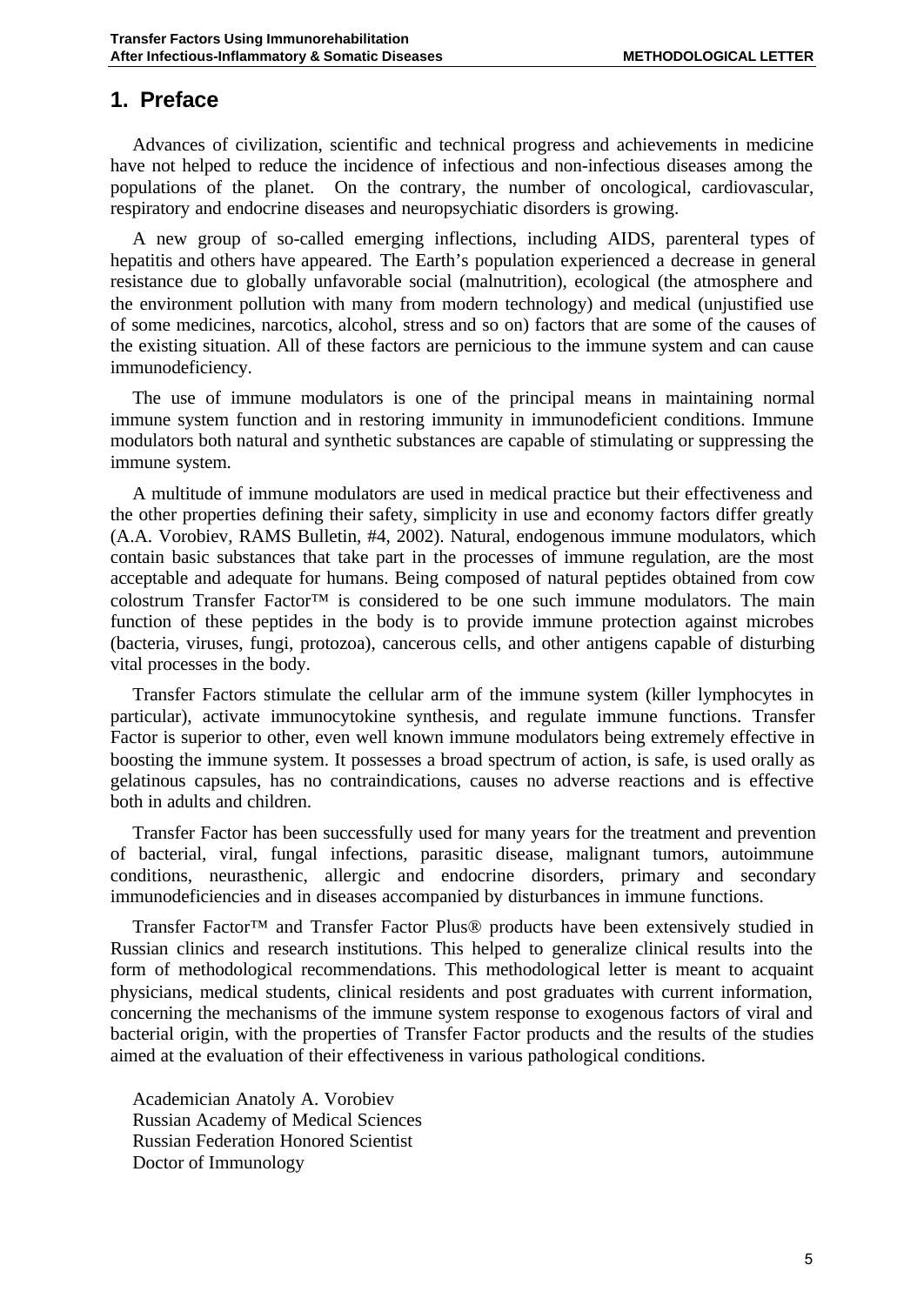## 1. Preface

Advances of civilization, scientific and technical progress and achievements in medicine have not helped to reduce the incidence of infectious and non-infectious diseases among the populations of the planet. On the contrary, the number of oncological, cardiovascular, respiratory and endocrine diseases and neuropsychiatic disorders is growing.

A new group of so-called emerging inflections, including AIDS, parenteral types of hepatitis and others have appeared. The Earth's population experienced a decrease in general resistance due to globally unfavorable social (malnutrition), ecological (the atmosphere and the environment pollution with many from modern technology) and medical (unjustified use of some medicines, narcotics, alcohol, stress and so on) factors that are some of the causes of the existing situation. All of these factors are pernicious to the immune system and can cause immunodeficiency.

The use of immune modulators is one of the principal means in maintaining normal immune system function and in restoring immunity in immunodeficient conditions. Immune modulators both natural and synthetic substances are capable of stimulating or suppressing the immune system.

A multitude of immune modulators are used in medical practice but their effectiveness and the other properties defining their safety, simplicity in use and economy factors differ greatly (A.A. Vorobiev, RAMS Bulletin, #4, 2002). Natural, endogenous immune modulators, which contain basic substances that take part in the processes of immune regulation, are the most acceptable and adequate for humans. Being composed of natural peptides obtained from cow colostrum Transfer Factor™ is considered to be one such immune modulators. The main function of these peptides in the body is to provide immune protection against microbes (bacteria, viruses, fungi, protozoa), cancerous cells, and other antigens capable of disturbing vital processes in the body.

Transfer Factors stimulate the cellular arm of the immune system (killer lymphocytes in particular), activate immunocytokine synthesis, and regulate immune functions. Transfer Factor is superior to other, even well known immune modulators being extremely effective in boosting the immune system. It possesses a broad spectrum of action, is safe, is used orally as gelatinous capsules, has no contraindications, causes no adverse reactions and is effective both in adults and children.

Transfer Factor has been successfully used for many years for the treatment and prevention of bacterial, viral, fungal infections, parasitic disease, malignant tumors, autoimmune conditions, neurasthenic, allergic and endocrine disorders, primary and secondary immunodeficiencies and in diseases accompanied by disturbances in immune functions.

Transfer Factor™ and Transfer Factor Plus® products have been extensively studied in Russian clinics and research institutions. This helped to generalize clinical results into the form of methodological recommendations. This methodological letter is meant to acquaint physicians, medical students, clinical residents and post graduates with current information, concerning the mechanisms of the immune system response to exogenous factors of viral and bacterial origin, with the properties of Transfer Factor products and the results of the studies aimed at the evaluation of their effectiveness in various pathological conditions.

Academician Anatoly A. Vorobiev  
Russian Academy of Medical Sciences  
Russian Federation Honored Scientist  
Doctor of Immunology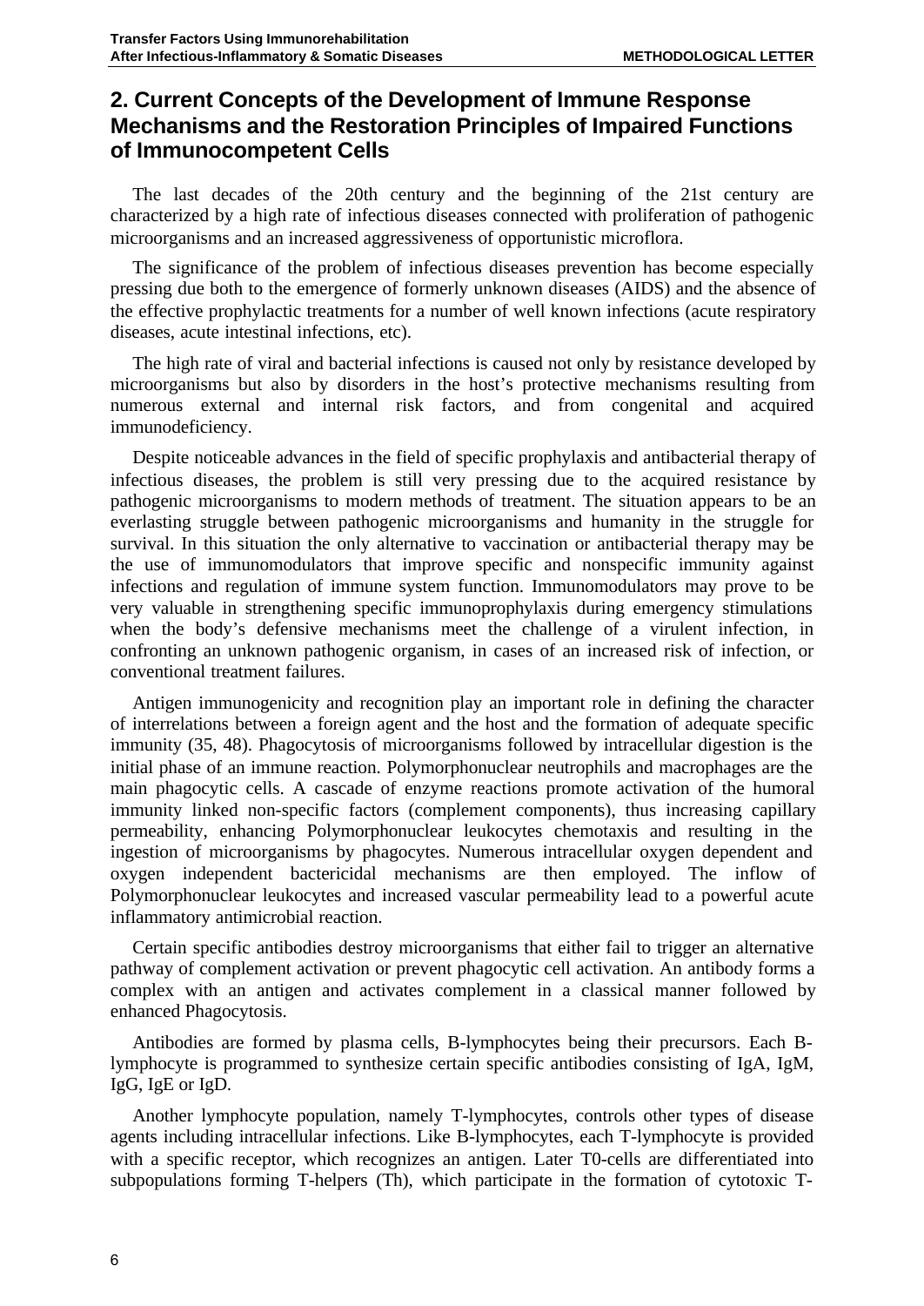## 2. Current Concepts of the Development of Immune Response Mechanisms and the Restoration Principles of Impaired Functions of Immunocompetent Cells

The last decades of the 20th century and the beginning of the 21st century are characterized by a high rate of infectious diseases connected with proliferation of pathogenic microorganisms and an increased aggressiveness of opportunistic microflora.

The significance of the problem of infectious diseases prevention has become especially pressing due both to the emergence of formerly unknown diseases (AIDS) and the absence of the effective prophylactic treatments for a number of well known infections (acute respiratory diseases, acute intestinal infections, etc).

The high rate of viral and bacterial infections is caused not only by resistance developed by microorganisms but also by disorders in the host's protective mechanisms resulting from numerous external and internal risk factors, and from congenital and acquired immunodeficiency.

Despite noticeable advances in the field of specific prophylaxis and antibacterial therapy of infectious diseases, the problem is still very pressing due to the acquired resistance by pathogenic microorganisms to modern methods of treatment. The situation appears to be an everlasting struggle between pathogenic microorganisms and humanity in the struggle for survival. In this situation the only alternative to vaccination or antibacterial therapy may be the use of immunomodulators that improve specific and nonspecific immunity against infections and regulation of immune system function. Immunomodulators may prove to be very valuable in strengthening specific immunoprophylaxis during emergency stimulations when the body's defensive mechanisms meet the challenge of a virulent infection, in confronting an unknown pathogenic organism, in cases of an increased risk of infection, or conventional treatment failures.

Antigen immunogenicity and recognition play an important role in defining the character of interrelations between a foreign agent and the host and the formation of adequate specific immunity (35, 48). Phagocytosis of microorganisms followed by intracellular digestion is the initial phase of an immune reaction. Polymorphonuclear neutrophils and macrophages are the main phagocytic cells. A cascade of enzyme reactions promote activation of the humoral immunity linked non-specific factors (complement components), thus increasing capillary permeability, enhancing Polymorphonuclear leukocytes chemotaxis and resulting in the ingestion of microorganisms by phagocytes. Numerous intracellular oxygen dependent and oxygen independent bactericidal mechanisms are then employed. The inflow of Polymorphonuclear leukocytes and increased vascular permeability lead to a powerful acute inflammatory antimicrobial reaction.

Certain specific antibodies destroy microorganisms that either fail to trigger an alternative pathway of complement activation or prevent phagocytic cell activation. An antibody forms a complex with an antigen and activates complement in a classical manner followed by enhanced Phagocytosis.

Antibodies are formed by plasma cells, B-lymphocytes being their precursors. Each B-lymphocyte is programmed to synthesize certain specific antibodies consisting of IgA, IgM, IgG, IgE or IgD.

Another lymphocyte population, namely T-lymphocytes, controls other types of disease agents including intracellular infections. Like B-lymphocytes, each T-lymphocyte is provided with a specific receptor, which recognizes an antigen. Later T0-cells are differentiated into subpopulations forming T-helpers (Th), which participate in the formation of cytotoxic T-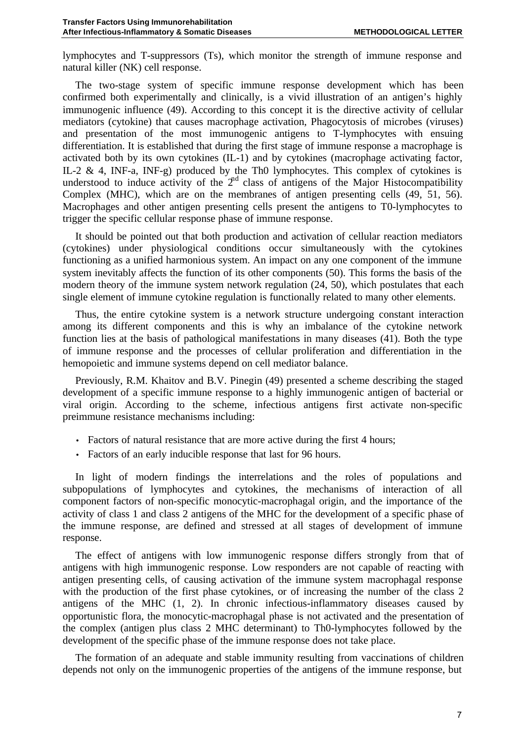lymphocytes and T-suppressors (Ts), which monitor the strength of immune response and natural killer (NK) cell response.

The two-stage system of specific immune response development which has been confirmed both experimentally and clinically, is a vivid illustration of an antigen's highly immunogenic influence (49). According to this concept it is the directive activity of cellular mediators (cytokine) that causes macrophage activation, Phagocytosis of microbes (viruses) and presentation of the most immunogenic antigens to T-lymphocytes with ensuing differentiation. It is established that during the first stage of immune response a macrophage is activated both by its own cytokines (IL-1) and by cytokines (macrophage activating factor, IL-2 & 4, INF-a, INF-g) produced by the Th0 lymphocytes. This complex of cytokines is understood to induce activity of the 2nd class of antigens of the Major Histocompatibility Complex (MHC), which are on the membranes of antigen presenting cells (49, 51, 56). Macrophages and other antigen presenting cells present the antigens to T0-lymphocytes to trigger the specific cellular response phase of immune response.

It should be pointed out that both production and activation of cellular reaction mediators (cytokines) under physiological conditions occur simultaneously with the cytokines functioning as a unified harmonious system. An impact on any one component of the immune system inevitably affects the function of its other components (50). This forms the basis of the modern theory of the immune system network regulation (24, 50), which postulates that each single element of immune cytokine regulation is functionally related to many other elements.

Thus, the entire cytokine system is a network structure undergoing constant interaction among its different components and this is why an imbalance of the cytokine network function lies at the basis of pathological manifestations in many diseases (41). Both the type of immune response and the processes of cellular proliferation and differentiation in the hemopoietic and immune systems depend on cell mediator balance.

Previously, R.M. Khaitov and B.V. Pinegin (49) presented a scheme describing the staged development of a specific immune response to a highly immunogenic antigen of bacterial or viral origin. According to the scheme, infectious antigens first activate non-specific preimmune resistance mechanisms including:

- Factors of natural resistance that are more active during the first 4 hours;
- Factors of an early inducible response that last for 96 hours.

In light of modern findings the interrelations and the roles of populations and subpopulations of lymphocytes and cytokines, the mechanisms of interaction of all component factors of non-specific monocytic-macrophagal origin, and the importance of the activity of class 1 and class 2 antigens of the MHC for the development of a specific phase of the immune response, are defined and stressed at all stages of development of immune response.

The effect of antigens with low immunogenic response differs strongly from that of antigens with high immunogenic response. Low responders are not capable of reacting with antigen presenting cells, of causing activation of the immune system macrophagal response with the production of the first phase cytokines, or of increasing the number of the class 2 antigens of the MHC (1, 2). In chronic infectious-inflammatory diseases caused by opportunistic flora, the monocytic-macrophagal phase is not activated and the presentation of the complex (antigen plus class 2 MHC determinant) to Th0-lymphocytes followed by the development of the specific phase of the immune response does not take place.

The formation of an adequate and stable immunity resulting from vaccinations of children depends not only on the immunogenic properties of the antigens of the immune response, but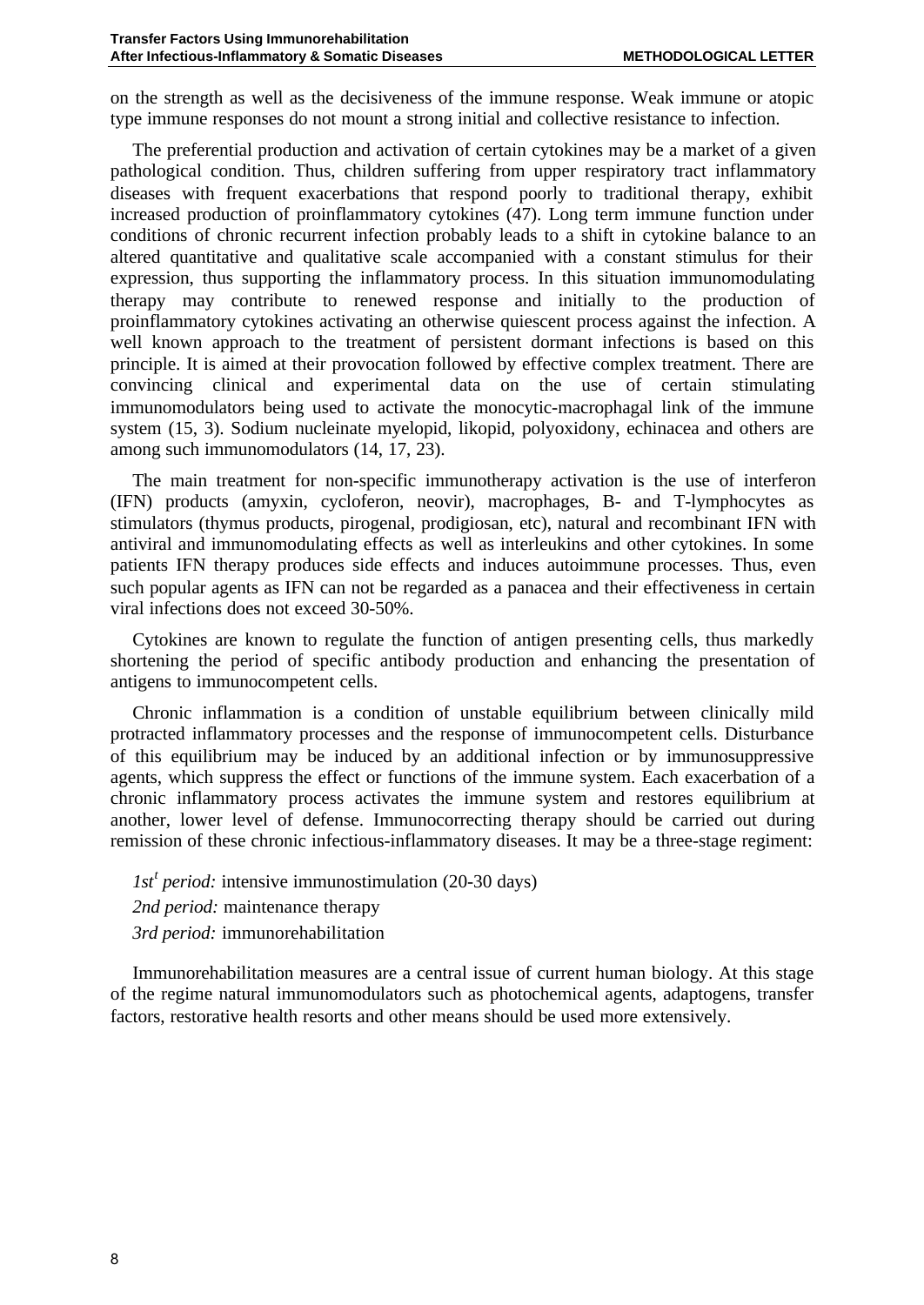on the strength as well as the decisiveness of the immune response. Weak immune or atopic type immune responses do not mount a strong initial and collective resistance to infection.

The preferential production and activation of certain cytokines may be a market of a given pathological condition. Thus, children suffering from upper respiratory tract inflammatory diseases with frequent exacerbations that respond poorly to traditional therapy, exhibit increased production of proinflammatory cytokines (47). Long term immune function under conditions of chronic recurrent infection probably leads to a shift in cytokine balance to an altered quantitative and qualitative scale accompanied with a constant stimulus for their expression, thus supporting the inflammatory process. In this situation immunomodulating therapy may contribute to renewed response and initially to the production of proinflammatory cytokines activating an otherwise quiescent process against the infection. A well known approach to the treatment of persistent dormant infections is based on this principle. It is aimed at their provocation followed by effective complex treatment. There are convincing clinical and experimental data on the use of certain stimulating immunomodulators being used to activate the monocytic-macrophagal link of the immune system (15, 3). Sodium nucleinate myelopid, likopid, polyoxidony, echinacea and others are among such immunomodulators (14, 17, 23).

The main treatment for non-specific immunotherapy activation is the use of interferon (IFN) products (amyxin, cycloferon, neovir), macrophages, B- and T-lymphocytes as stimulators (thymus products, pirogenal, prodigiosan, etc), natural and recombinant IFN with antiviral and immunomodulating effects as well as interleukins and other cytokines. In some patients IFN therapy produces side effects and induces autoimmune processes. Thus, even such popular agents as IFN can not be regarded as a panacea and their effectiveness in certain viral infections does not exceed 30-50%.

Cytokines are known to regulate the function of antigen presenting cells, thus markedly shortening the period of specific antibody production and enhancing the presentation of antigens to immunocompetent cells.

Chronic inflammation is a condition of unstable equilibrium between clinically mild protracted inflammatory processes and the response of immunocompetent cells. Disturbance of this equilibrium may be induced by an additional infection or by immunosuppressive agents, which suppress the effect or functions of the immune system. Each exacerbation of a chronic inflammatory process activates the immune system and restores equilibrium at another, lower level of defense. Immunocorrecting therapy should be carried out during remission of these chronic infectious-inflammatory diseases. It may be a three-stage regiment:

*1st[t] period:* intensive immunostimulation (20-30 days)

*2nd period:* maintenance therapy

*3rd period:* immunorehabilitation

Immunorehabilitation measures are a central issue of current human biology. At this stage of the regime natural immunomodulators such as photochemical agents, adaptogens, transfer factors, restorative health resorts and other means should be used more extensively.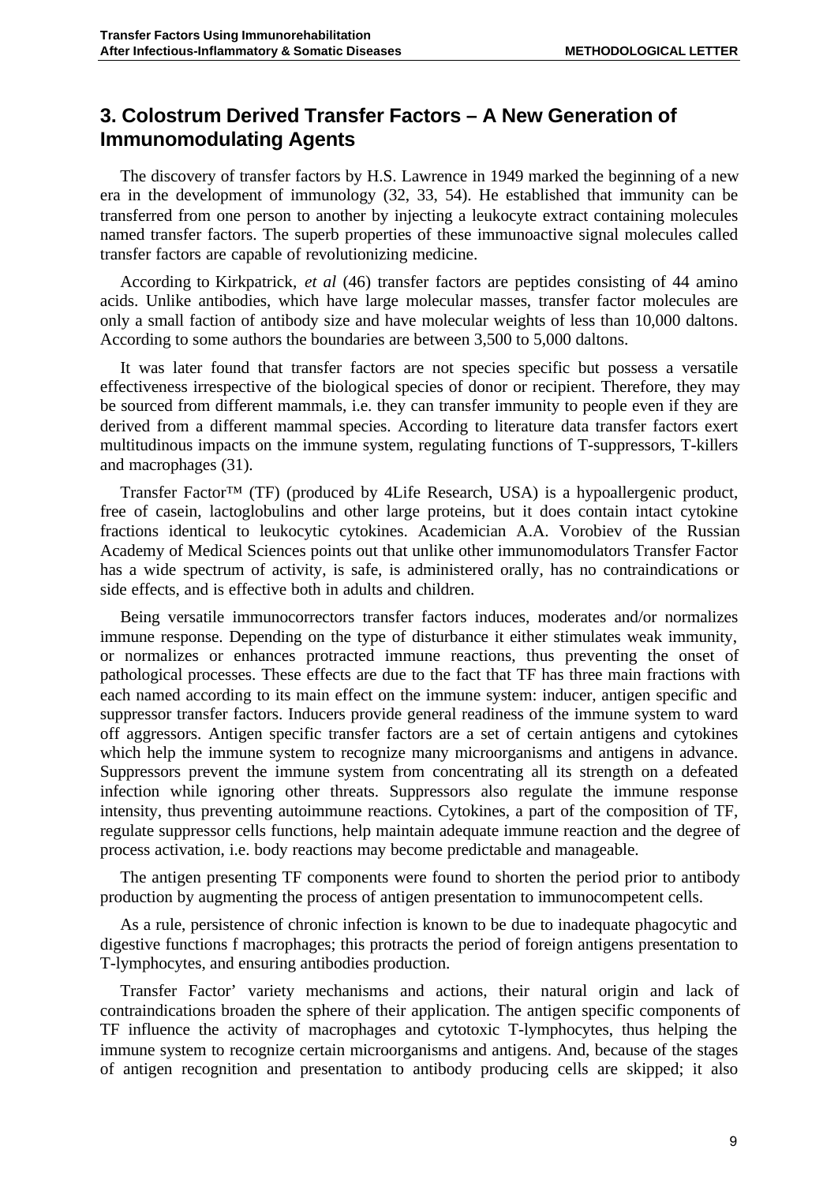## 3. Colostrum Derived Transfer Factors – A New Generation of Immunomodulating Agents

The discovery of transfer factors by H.S. Lawrence in 1949 marked the beginning of a new era in the development of immunology (32, 33, 54). He established that immunity can be transferred from one person to another by injecting a leukocyte extract containing molecules named transfer factors. The superb properties of these immunoactive signal molecules called transfer factors are capable of revolutionizing medicine.

According to Kirkpatrick, *et al* (46) transfer factors are peptides consisting of 44 amino acids. Unlike antibodies, which have large molecular masses, transfer factor molecules are only a small faction of antibody size and have molecular weights of less than 10,000 daltons. According to some authors the boundaries are between 3,500 to 5,000 daltons.

It was later found that transfer factors are not species specific but possess a versatile effectiveness irrespective of the biological species of donor or recipient. Therefore, they may be sourced from different mammals, i.e. they can transfer immunity to people even if they are derived from a different mammal species. According to literature data transfer factors exert multitudinous impacts on the immune system, regulating functions of T-suppressors, T-killers and macrophages (31).

Transfer Factor™ (TF) (produced by 4Life Research, USA) is a hypoallergenic product, free of casein, lactoglobulins and other large proteins, but it does contain intact cytokine fractions identical to leukocytic cytokines. Academician A.A. Vorobiev of the Russian Academy of Medical Sciences points out that unlike other immunomodulators Transfer Factor has a wide spectrum of activity, is safe, is administered orally, has no contraindications or side effects, and is effective both in adults and children.

Being versatile immunocorrectors transfer factors induces, moderates and/or normalizes immune response. Depending on the type of disturbance it either stimulates weak immunity, or normalizes or enhances protracted immune reactions, thus preventing the onset of pathological processes. These effects are due to the fact that TF has three main fractions with each named according to its main effect on the immune system: inducer, antigen specific and suppressor transfer factors. Inducers provide general readiness of the immune system to ward off aggressors. Antigen specific transfer factors are a set of certain antigens and cytokines which help the immune system to recognize many microorganisms and antigens in advance. Suppressors prevent the immune system from concentrating all its strength on a defeated infection while ignoring other threats. Suppressors also regulate the immune response intensity, thus preventing autoimmune reactions. Cytokines, a part of the composition of TF, regulate suppressor cells functions, help maintain adequate immune reaction and the degree of process activation, i.e. body reactions may become predictable and manageable.

The antigen presenting TF components were found to shorten the period prior to antibody production by augmenting the process of antigen presentation to immunocompetent cells.

As a rule, persistence of chronic infection is known to be due to inadequate phagocytic and digestive functions f macrophages; this protracts the period of foreign antigens presentation to T-lymphocytes, and ensuring antibodies production.

Transfer Factor' variety mechanisms and actions, their natural origin and lack of contraindications broaden the sphere of their application. The antigen specific components of TF influence the activity of macrophages and cytotoxic T-lymphocytes, thus helping the immune system to recognize certain microorganisms and antigens. And, because of the stages of antigen recognition and presentation to antibody producing cells are skipped; it also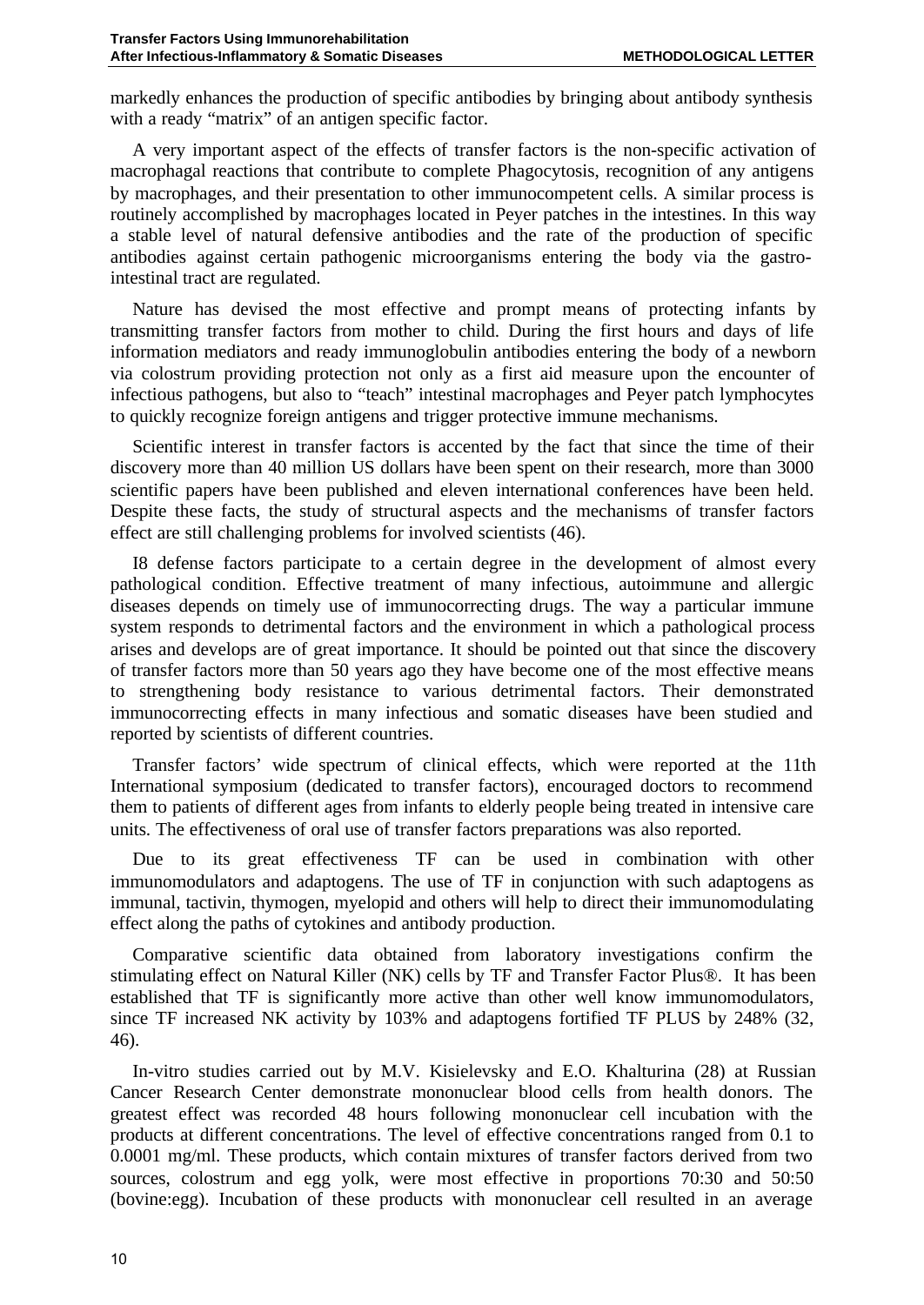markedly enhances the production of specific antibodies by bringing about antibody synthesis with a ready "matrix" of an antigen specific factor.

A very important aspect of the effects of transfer factors is the non-specific activation of macrophagal reactions that contribute to complete Phagocytosis, recognition of any antigens by macrophages, and their presentation to other immunocompetent cells. A similar process is routinely accomplished by macrophages located in Peyer patches in the intestines. In this way a stable level of natural defensive antibodies and the rate of the production of specific antibodies against certain pathogenic microorganisms entering the body via the gastro-intestinal tract are regulated.

Nature has devised the most effective and prompt means of protecting infants by transmitting transfer factors from mother to child. During the first hours and days of life information mediators and ready immunoglobulin antibodies entering the body of a newborn via colostrum providing protection not only as a first aid measure upon the encounter of infectious pathogens, but also to "teach" intestinal macrophages and Peyer patch lymphocytes to quickly recognize foreign antigens and trigger protective immune mechanisms.

Scientific interest in transfer factors is accented by the fact that since the time of their discovery more than 40 million US dollars have been spent on their research, more than 3000 scientific papers have been published and eleven international conferences have been held. Despite these facts, the study of structural aspects and the mechanisms of transfer factors effect are still challenging problems for involved scientists (46).

I8 defense factors participate to a certain degree in the development of almost every pathological condition. Effective treatment of many infectious, autoimmune and allergic diseases depends on timely use of immunocorrecting drugs. The way a particular immune system responds to detrimental factors and the environment in which a pathological process arises and develops are of great importance. It should be pointed out that since the discovery of transfer factors more than 50 years ago they have become one of the most effective means to strengthening body resistance to various detrimental factors. Their demonstrated immunocorrecting effects in many infectious and somatic diseases have been studied and reported by scientists of different countries.

Transfer factors' wide spectrum of clinical effects, which were reported at the 11th International symposium (dedicated to transfer factors), encouraged doctors to recommend them to patients of different ages from infants to elderly people being treated in intensive care units. The effectiveness of oral use of transfer factors preparations was also reported.

Due to its great effectiveness TF can be used in combination with other immunomodulators and adaptogens. The use of TF in conjunction with such adaptogens as immunal, tactivin, thymogen, myelopid and others will help to direct their immunomodulating effect along the paths of cytokines and antibody production.

Comparative scientific data obtained from laboratory investigations confirm the stimulating effect on Natural Killer (NK) cells by TF and Transfer Factor Plus®. It has been established that TF is significantly more active than other well know immunomodulators, since TF increased NK activity by 103% and adaptogens fortified TF PLUS by 248% (32, 46).

In-vitro studies carried out by M.V. Kisielevsky and E.O. Khalturina (28) at Russian Cancer Research Center demonstrate mononuclear blood cells from health donors. The greatest effect was recorded 48 hours following mononuclear cell incubation with the products at different concentrations. The level of effective concentrations ranged from 0.1 to 0.0001 mg/ml. These products, which contain mixtures of transfer factors derived from two sources, colostrum and egg yolk, were most effective in proportions 70:30 and 50:50 (bovine:egg). Incubation of these products with mononuclear cell resulted in an average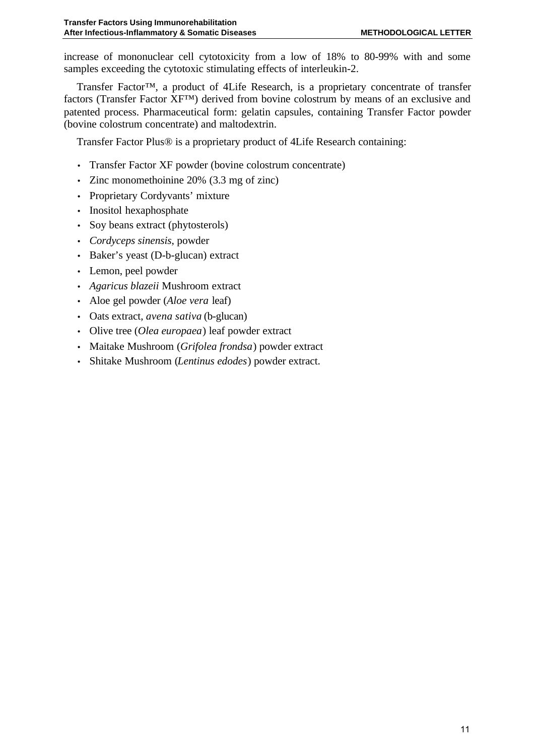increase of mononuclear cell cytotoxicity from a low of 18% to 80-99% with and some samples exceeding the cytotoxic stimulating effects of interleukin-2.

Transfer Factor™, a product of 4Life Research, is a proprietary concentrate of transfer factors (Transfer Factor XF™) derived from bovine colostrum by means of an exclusive and patented process. Pharmaceutical form: gelatin capsules, containing Transfer Factor powder (bovine colostrum concentrate) and maltodextrin.

Transfer Factor Plus® is a proprietary product of 4Life Research containing:

- Transfer Factor XF powder (bovine colostrum concentrate)
- Zinc monomethoinine 20% (3.3 mg of zinc)
- Proprietary Cordyvants' mixture
- Inositol hexaphosphate
- Soy beans extract (phytosterols)
- *Cordyceps sinensis*, powder
- Baker's yeast (D-b-glucan) extract
- Lemon, peel powder
- *Agaricus blazeii* Mushroom extract
- Aloe gel powder (*Aloe vera* leaf)
- Oats extract, *avena sativa* (b-glucan)
- Olive tree (*Olea europaea*) leaf powder extract
- Maitake Mushroom (*Grifolea frondsa*) powder extract
- Shitake Mushroom (*Lentinus edodes*) powder extract.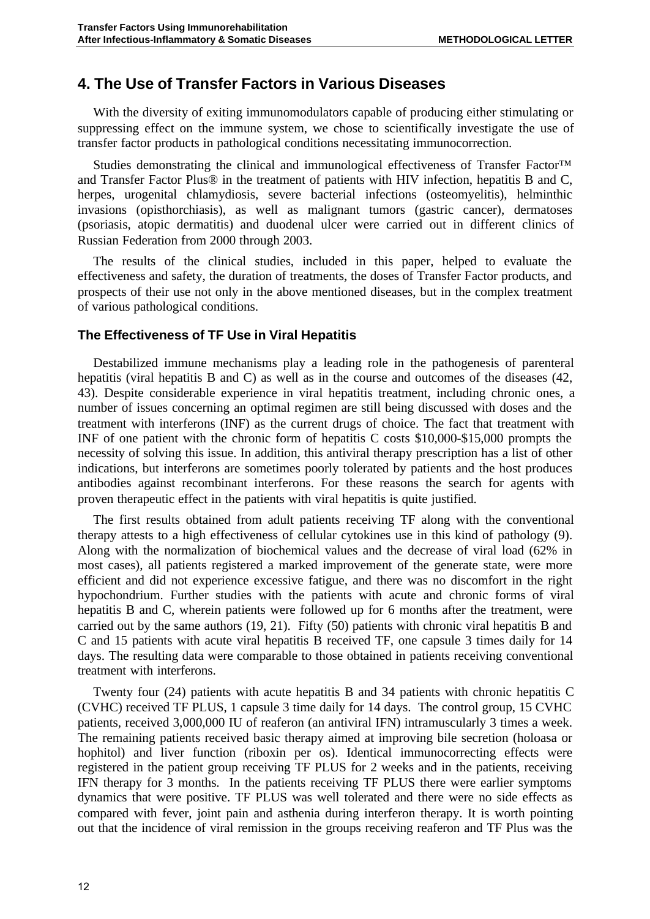## 4. The Use of Transfer Factors in Various Diseases

With the diversity of exiting immunomodulators capable of producing either stimulating or suppressing effect on the immune system, we chose to scientifically investigate the use of transfer factor products in pathological conditions necessitating immunocorrection.

Studies demonstrating the clinical and immunological effectiveness of Transfer Factor™ and Transfer Factor Plus® in the treatment of patients with HIV infection, hepatitis B and C, herpes, urogenital chlamydiosis, severe bacterial infections (osteomyelitis), helminthic invasions (opisthorchiasis), as well as malignant tumors (gastric cancer), dermatoses (psoriasis, atopic dermatitis) and duodenal ulcer were carried out in different clinics of Russian Federation from 2000 through 2003.

The results of the clinical studies, included in this paper, helped to evaluate the effectiveness and safety, the duration of treatments, the doses of Transfer Factor products, and prospects of their use not only in the above mentioned diseases, but in the complex treatment of various pathological conditions.

### The Effectiveness of TF Use in Viral Hepatitis

Destabilized immune mechanisms play a leading role in the pathogenesis of parenteral hepatitis (viral hepatitis B and C) as well as in the course and outcomes of the diseases (42, 43). Despite considerable experience in viral hepatitis treatment, including chronic ones, a number of issues concerning an optimal regimen are still being discussed with doses and the treatment with interferons (INF) as the current drugs of choice. The fact that treatment with INF of one patient with the chronic form of hepatitis C costs $10,000-$15,000 prompts the necessity of solving this issue. In addition, this antiviral therapy prescription has a list of other indications, but interferons are sometimes poorly tolerated by patients and the host produces antibodies against recombinant interferons. For these reasons the search for agents with proven therapeutic effect in the patients with viral hepatitis is quite justified.

The first results obtained from adult patients receiving TF along with the conventional therapy attests to a high effectiveness of cellular cytokines use in this kind of pathology (9). Along with the normalization of biochemical values and the decrease of viral load (62% in most cases), all patients registered a marked improvement of the generate state, were more efficient and did not experience excessive fatigue, and there was no discomfort in the right hypochondrium. Further studies with the patients with acute and chronic forms of viral hepatitis B and C, wherein patients were followed up for 6 months after the treatment, were carried out by the same authors (19, 21). Fifty (50) patients with chronic viral hepatitis B and C and 15 patients with acute viral hepatitis B received TF, one capsule 3 times daily for 14 days. The resulting data were comparable to those obtained in patients receiving conventional treatment with interferons.

Twenty four (24) patients with acute hepatitis B and 34 patients with chronic hepatitis C (CVHC) received TF PLUS, 1 capsule 3 time daily for 14 days. The control group, 15 CVHC patients, received 3,000,000 IU of reaferon (an antiviral IFN) intramuscularly 3 times a week. The remaining patients received basic therapy aimed at improving bile secretion (holoasa or hophitol) and liver function (riboxin per os). Identical immunocorrecting effects were registered in the patient group receiving TF PLUS for 2 weeks and in the patients, receiving IFN therapy for 3 months. In the patients receiving TF PLUS there were earlier symptoms dynamics that were positive. TF PLUS was well tolerated and there were no side effects as compared with fever, joint pain and asthenia during interferon therapy. It is worth pointing out that the incidence of viral remission in the groups receiving reaferon and TF Plus was the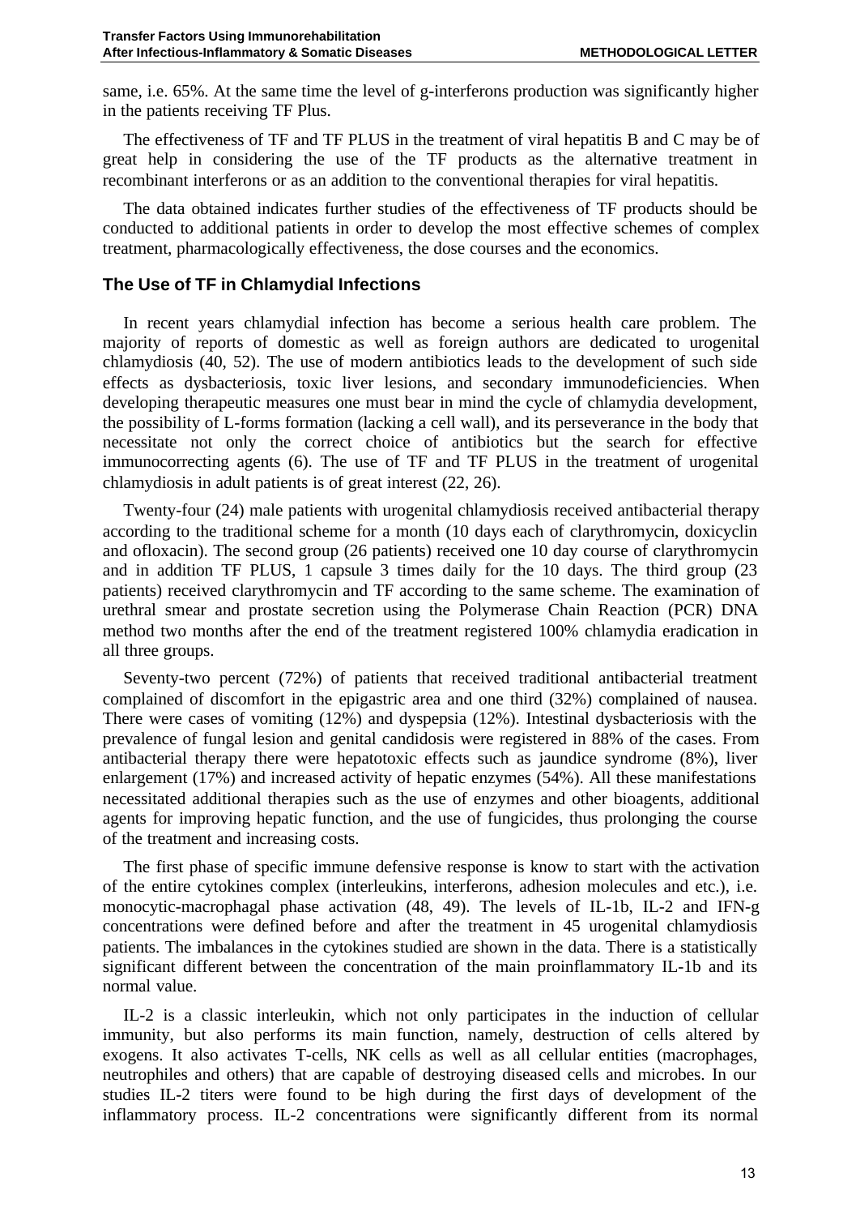same, i.e. 65%. At the same time the level of g-interferons production was significantly higher in the patients receiving TF Plus.

The effectiveness of TF and TF PLUS in the treatment of viral hepatitis B and C may be of great help in considering the use of the TF products as the alternative treatment in recombinant interferons or as an addition to the conventional therapies for viral hepatitis.

The data obtained indicates further studies of the effectiveness of TF products should be conducted to additional patients in order to develop the most effective schemes of complex treatment, pharmacologically effectiveness, the dose courses and the economics.

## The Use of TF in Chlamydial Infections

In recent years chlamydial infection has become a serious health care problem. The majority of reports of domestic as well as foreign authors are dedicated to urogenital chlamydiosis (40, 52). The use of modern antibiotics leads to the development of such side effects as dysbacteriosis, toxic liver lesions, and secondary immunodeficiencies. When developing therapeutic measures one must bear in mind the cycle of chlamydia development, the possibility of L-forms formation (lacking a cell wall), and its perseverance in the body that necessitate not only the correct choice of antibiotics but the search for effective immunocorrecting agents (6). The use of TF and TF PLUS in the treatment of urogenital chlamydiosis in adult patients is of great interest (22, 26).

Twenty-four (24) male patients with urogenital chlamydiosis received antibacterial therapy according to the traditional scheme for a month (10 days each of clarythromycin, doxicyclin and ofloxacin). The second group (26 patients) received one 10 day course of clarythromycin and in addition TF PLUS, 1 capsule 3 times daily for the 10 days. The third group (23 patients) received clarythromycin and TF according to the same scheme. The examination of urethral smear and prostate secretion using the Polymerase Chain Reaction (PCR) DNA method two months after the end of the treatment registered 100% chlamydia eradication in all three groups.

Seventy-two percent (72%) of patients that received traditional antibacterial treatment complained of discomfort in the epigastric area and one third (32%) complained of nausea. There were cases of vomiting (12%) and dyspepsia (12%). Intestinal dysbacteriosis with the prevalence of fungal lesion and genital candidosis were registered in 88% of the cases. From antibacterial therapy there were hepatotoxic effects such as jaundice syndrome (8%), liver enlargement (17%) and increased activity of hepatic enzymes (54%). All these manifestations necessitated additional therapies such as the use of enzymes and other bioagents, additional agents for improving hepatic function, and the use of fungicides, thus prolonging the course of the treatment and increasing costs.

The first phase of specific immune defensive response is know to start with the activation of the entire cytokines complex (interleukins, interferons, adhesion molecules and etc.), i.e. monocytic-macrophagal phase activation (48, 49). The levels of IL-1b, IL-2 and IFN-g concentrations were defined before and after the treatment in 45 urogenital chlamydiosis patients. The imbalances in the cytokines studied are shown in the data. There is a statistically significant different between the concentration of the main proinflammatory IL-1b and its normal value.

IL-2 is a classic interleukin, which not only participates in the induction of cellular immunity, but also performs its main function, namely, destruction of cells altered by exogens. It also activates T-cells, NK cells as well as all cellular entities (macrophages, neutrophiles and others) that are capable of destroying diseased cells and microbes. In our studies IL-2 titers were found to be high during the first days of development of the inflammatory process. IL-2 concentrations were significantly different from its normal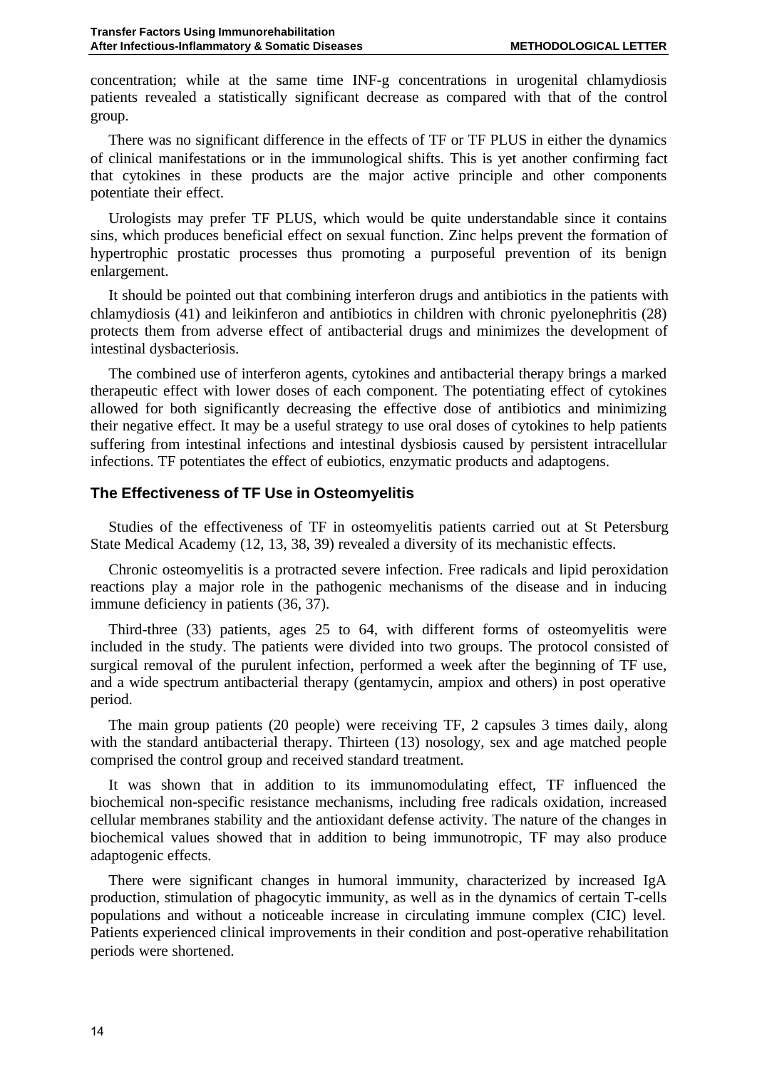concentration; while at the same time INF-g concentrations in urogenital chlamydiosis patients revealed a statistically significant decrease as compared with that of the control group.

There was no significant difference in the effects of TF or TF PLUS in either the dynamics of clinical manifestations or in the immunological shifts. This is yet another confirming fact that cytokines in these products are the major active principle and other components potentiate their effect.

Urologists may prefer TF PLUS, which would be quite understandable since it contains sins, which produces beneficial effect on sexual function. Zinc helps prevent the formation of hypertrophic prostatic processes thus promoting a purposeful prevention of its benign enlargement.

It should be pointed out that combining interferon drugs and antibiotics in the patients with chlamydiosis (41) and leikinferon and antibiotics in children with chronic pyelonephritis (28) protects them from adverse effect of antibacterial drugs and minimizes the development of intestinal dysbacteriosis.

The combined use of interferon agents, cytokines and antibacterial therapy brings a marked therapeutic effect with lower doses of each component. The potentiating effect of cytokines allowed for both significantly decreasing the effective dose of antibiotics and minimizing their negative effect. It may be a useful strategy to use oral doses of cytokines to help patients suffering from intestinal infections and intestinal dysbiosis caused by persistent intracellular infections. TF potentiates the effect of eubiotics, enzymatic products and adaptogens.

## The Effectiveness of TF Use in Osteomyelitis

Studies of the effectiveness of TF in osteomyelitis patients carried out at St Petersburg State Medical Academy (12, 13, 38, 39) revealed a diversity of its mechanistic effects.

Chronic osteomyelitis is a protracted severe infection. Free radicals and lipid peroxidation reactions play a major role in the pathogenic mechanisms of the disease and in inducing immune deficiency in patients (36, 37).

Third-three (33) patients, ages 25 to 64, with different forms of osteomyelitis were included in the study. The patients were divided into two groups. The protocol consisted of surgical removal of the purulent infection, performed a week after the beginning of TF use, and a wide spectrum antibacterial therapy (gentamycin, ampiox and others) in post operative period.

The main group patients (20 people) were receiving TF, 2 capsules 3 times daily, along with the standard antibacterial therapy. Thirteen (13) nosology, sex and age matched people comprised the control group and received standard treatment.

It was shown that in addition to its immunomodulating effect, TF influenced the biochemical non-specific resistance mechanisms, including free radicals oxidation, increased cellular membranes stability and the antioxidant defense activity. The nature of the changes in biochemical values showed that in addition to being immunotropic, TF may also produce adaptogenic effects.

There were significant changes in humoral immunity, characterized by increased IgA production, stimulation of phagocytic immunity, as well as in the dynamics of certain T-cells populations and without a noticeable increase in circulating immune complex (CIC) level. Patients experienced clinical improvements in their condition and post-operative rehabilitation periods were shortened.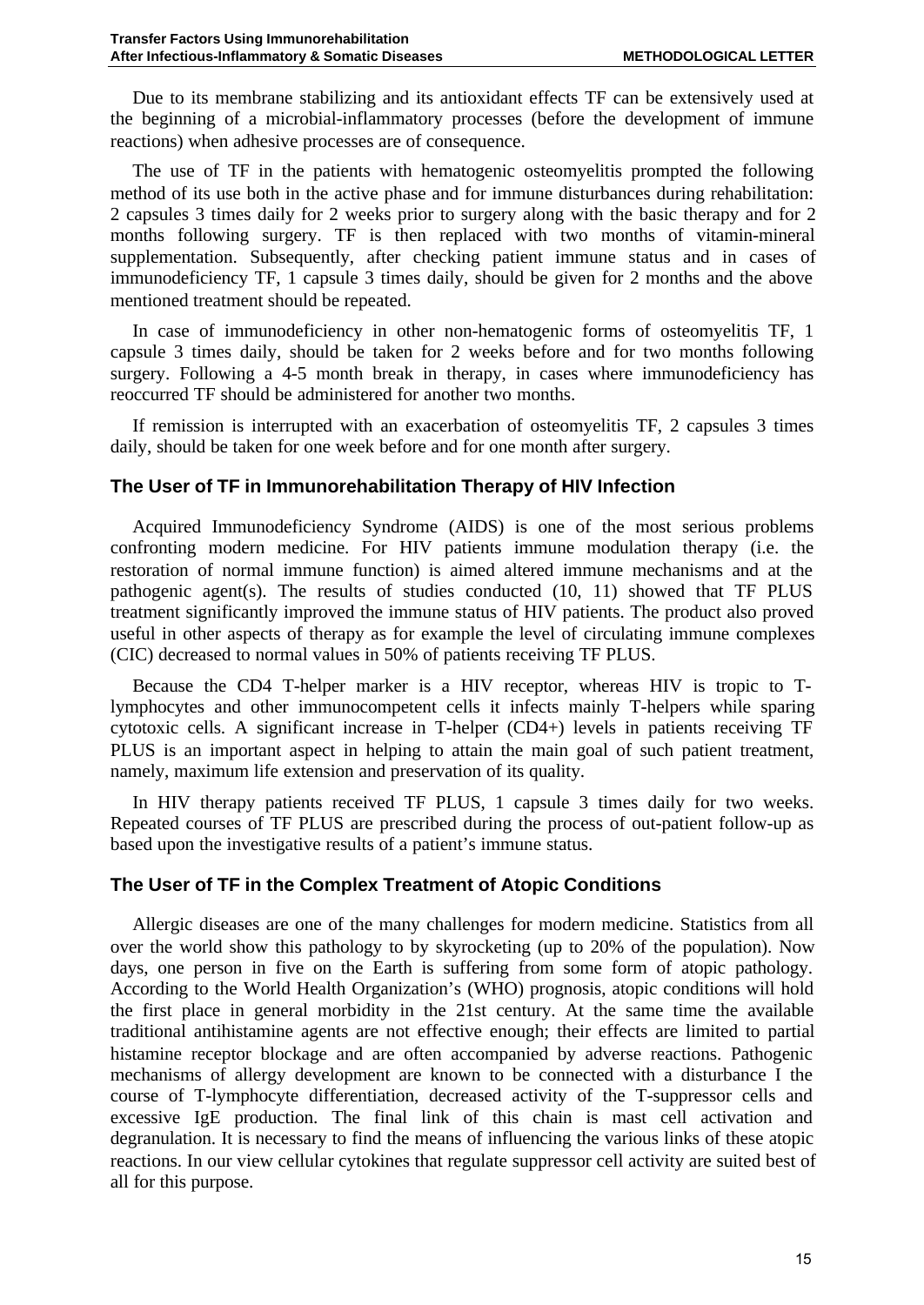Due to its membrane stabilizing and its antioxidant effects TF can be extensively used at the beginning of a microbial-inflammatory processes (before the development of immune reactions) when adhesive processes are of consequence.

The use of TF in the patients with hematogenic osteomyelitis prompted the following method of its use both in the active phase and for immune disturbances during rehabilitation: 2 capsules 3 times daily for 2 weeks prior to surgery along with the basic therapy and for 2 months following surgery. TF is then replaced with two months of vitamin-mineral supplementation. Subsequently, after checking patient immune status and in cases of immunodeficiency TF, 1 capsule 3 times daily, should be given for 2 months and the above mentioned treatment should be repeated.

In case of immunodeficiency in other non-hematogenic forms of osteomyelitis TF, 1 capsule 3 times daily, should be taken for 2 weeks before and for two months following surgery. Following a 4-5 month break in therapy, in cases where immunodeficiency has reoccurred TF should be administered for another two months.

If remission is interrupted with an exacerbation of osteomyelitis TF, 2 capsules 3 times daily, should be taken for one week before and for one month after surgery.

## The User of TF in Immunorehabilitation Therapy of HIV Infection

Acquired Immunodeficiency Syndrome (AIDS) is one of the most serious problems confronting modern medicine. For HIV patients immune modulation therapy (i.e. the restoration of normal immune function) is aimed altered immune mechanisms and at the pathogenic agent(s). The results of studies conducted (10, 11) showed that TF PLUS treatment significantly improved the immune status of HIV patients. The product also proved useful in other aspects of therapy as for example the level of circulating immune complexes (CIC) decreased to normal values in 50% of patients receiving TF PLUS.

Because the CD4 T-helper marker is a HIV receptor, whereas HIV is tropic to T-lymphocytes and other immunocompetent cells it infects mainly T-helpers while sparing cytotoxic cells. A significant increase in T-helper (CD4+) levels in patients receiving TF PLUS is an important aspect in helping to attain the main goal of such patient treatment, namely, maximum life extension and preservation of its quality.

In HIV therapy patients received TF PLUS, 1 capsule 3 times daily for two weeks. Repeated courses of TF PLUS are prescribed during the process of out-patient follow-up as based upon the investigative results of a patient's immune status.

## The User of TF in the Complex Treatment of Atopic Conditions

Allergic diseases are one of the many challenges for modern medicine. Statistics from all over the world show this pathology to by skyrocketing (up to 20% of the population). Now days, one person in five on the Earth is suffering from some form of atopic pathology. According to the World Health Organization's (WHO) prognosis, atopic conditions will hold the first place in general morbidity in the 21st century. At the same time the available traditional antihistamine agents are not effective enough; their effects are limited to partial histamine receptor blockage and are often accompanied by adverse reactions. Pathogenic mechanisms of allergy development are known to be connected with a disturbance I the course of T-lymphocyte differentiation, decreased activity of the T-suppressor cells and excessive IgE production. The final link of this chain is mast cell activation and degranulation. It is necessary to find the means of influencing the various links of these atopic reactions. In our view cellular cytokines that regulate suppressor cell activity are suited best of all for this purpose.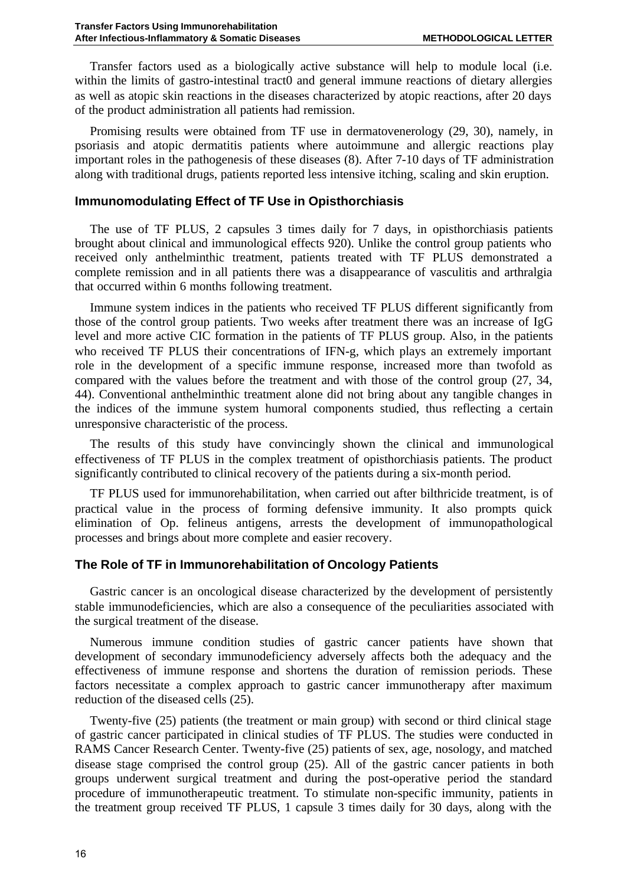Transfer factors used as a biologically active substance will help to module local (i.e. within the limits of gastro-intestinal tract0 and general immune reactions of dietary allergies as well as atopic skin reactions in the diseases characterized by atopic reactions, after 20 days of the product administration all patients had remission.

Promising results were obtained from TF use in dermatovenerology (29, 30), namely, in psoriasis and atopic dermatitis patients where autoimmune and allergic reactions play important roles in the pathogenesis of these diseases (8). After 7-10 days of TF administration along with traditional drugs, patients reported less intensive itching, scaling and skin eruption.

## Immunomodulating Effect of TF Use in Opisthorchiasis

The use of TF PLUS, 2 capsules 3 times daily for 7 days, in opisthorchiasis patients brought about clinical and immunological effects 920). Unlike the control group patients who received only anthelminthic treatment, patients treated with TF PLUS demonstrated a complete remission and in all patients there was a disappearance of vasculitis and arthralgia that occurred within 6 months following treatment.

Immune system indices in the patients who received TF PLUS different significantly from those of the control group patients. Two weeks after treatment there was an increase of IgG level and more active CIC formation in the patients of TF PLUS group. Also, in the patients who received TF PLUS their concentrations of IFN-g, which plays an extremely important role in the development of a specific immune response, increased more than twofold as compared with the values before the treatment and with those of the control group (27, 34, 44). Conventional anthelminthic treatment alone did not bring about any tangible changes in the indices of the immune system humoral components studied, thus reflecting a certain unresponsive characteristic of the process.

The results of this study have convincingly shown the clinical and immunological effectiveness of TF PLUS in the complex treatment of opisthorchiasis patients. The product significantly contributed to clinical recovery of the patients during a six-month period.

TF PLUS used for immunorehabilitation, when carried out after bilthricide treatment, is of practical value in the process of forming defensive immunity. It also prompts quick elimination of Op. felineus antigens, arrests the development of immunopathological processes and brings about more complete and easier recovery.

## The Role of TF in Immunorehabilitation of Oncology Patients

Gastric cancer is an oncological disease characterized by the development of persistently stable immunodeficiencies, which are also a consequence of the peculiarities associated with the surgical treatment of the disease.

Numerous immune condition studies of gastric cancer patients have shown that development of secondary immunodeficiency adversely affects both the adequacy and the effectiveness of immune response and shortens the duration of remission periods. These factors necessitate a complex approach to gastric cancer immunotherapy after maximum reduction of the diseased cells (25).

Twenty-five (25) patients (the treatment or main group) with second or third clinical stage of gastric cancer participated in clinical studies of TF PLUS. The studies were conducted in RAMS Cancer Research Center. Twenty-five (25) patients of sex, age, nosology, and matched disease stage comprised the control group (25). All of the gastric cancer patients in both groups underwent surgical treatment and during the post-operative period the standard procedure of immunotherapeutic treatment. To stimulate non-specific immunity, patients in the treatment group received TF PLUS, 1 capsule 3 times daily for 30 days, along with the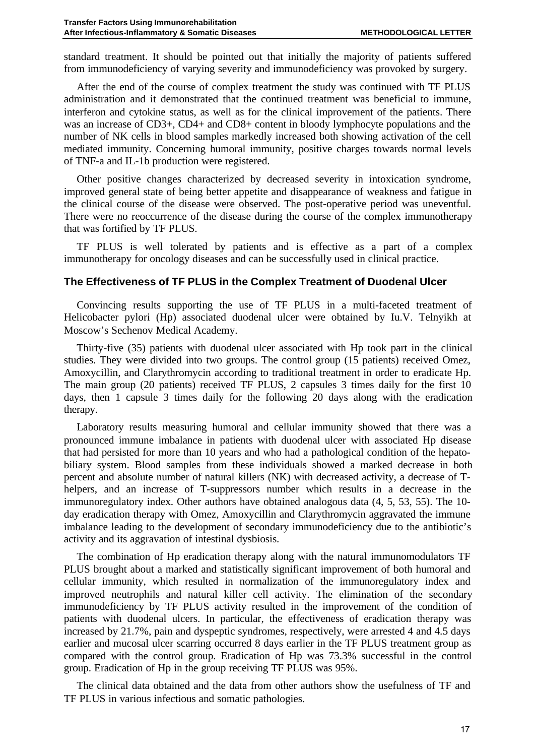standard treatment. It should be pointed out that initially the majority of patients suffered from immunodeficiency of varying severity and immunodeficiency was provoked by surgery.

After the end of the course of complex treatment the study was continued with TF PLUS administration and it demonstrated that the continued treatment was beneficial to immune, interferon and cytokine status, as well as for the clinical improvement of the patients. There was an increase of CD3+, CD4+ and CD8+ content in bloody lymphocyte populations and the number of NK cells in blood samples markedly increased both showing activation of the cell mediated immunity. Concerning humoral immunity, positive charges towards normal levels of TNF-a and IL-1b production were registered.

Other positive changes characterized by decreased severity in intoxication syndrome, improved general state of being better appetite and disappearance of weakness and fatigue in the clinical course of the disease were observed. The post-operative period was uneventful. There were no reoccurrence of the disease during the course of the complex immunotherapy that was fortified by TF PLUS.

TF PLUS is well tolerated by patients and is effective as a part of a complex immunotherapy for oncology diseases and can be successfully used in clinical practice.

## The Effectiveness of TF PLUS in the Complex Treatment of Duodenal Ulcer

Convincing results supporting the use of TF PLUS in a multi-faceted treatment of Helicobacter pylori (Hp) associated duodenal ulcer were obtained by Iu.V. Telnyikh at Moscow's Sechenov Medical Academy.

Thirty-five (35) patients with duodenal ulcer associated with Hp took part in the clinical studies. They were divided into two groups. The control group (15 patients) received Omez, Amoxycillin, and Clarythromycin according to traditional treatment in order to eradicate Hp. The main group (20 patients) received TF PLUS, 2 capsules 3 times daily for the first 10 days, then 1 capsule 3 times daily for the following 20 days along with the eradication therapy.

Laboratory results measuring humoral and cellular immunity showed that there was a pronounced immune imbalance in patients with duodenal ulcer with associated Hp disease that had persisted for more than 10 years and who had a pathological condition of the hepato-biliary system. Blood samples from these individuals showed a marked decrease in both percent and absolute number of natural killers (NK) with decreased activity, a decrease of T-helpers, and an increase of T-suppressors number which results in a decrease in the immunoregulatory index. Other authors have obtained analogous data (4, 5, 53, 55). The 10-day eradication therapy with Omez, Amoxycillin and Clarythromycin aggravated the immune imbalance leading to the development of secondary immunodeficiency due to the antibiotic's activity and its aggravation of intestinal dysbiosis.

The combination of Hp eradication therapy along with the natural immunomodulators TF PLUS brought about a marked and statistically significant improvement of both humoral and cellular immunity, which resulted in normalization of the immunoregulatory index and improved neutrophils and natural killer cell activity. The elimination of the secondary immunodeficiency by TF PLUS activity resulted in the improvement of the condition of patients with duodenal ulcers. In particular, the effectiveness of eradication therapy was increased by 21.7%, pain and dyspeptic syndromes, respectively, were arrested 4 and 4.5 days earlier and mucosal ulcer scarring occurred 8 days earlier in the TF PLUS treatment group as compared with the control group. Eradication of Hp was 73.3% successful in the control group. Eradication of Hp in the group receiving TF PLUS was 95%.

The clinical data obtained and the data from other authors show the usefulness of TF and TF PLUS in various infectious and somatic pathologies.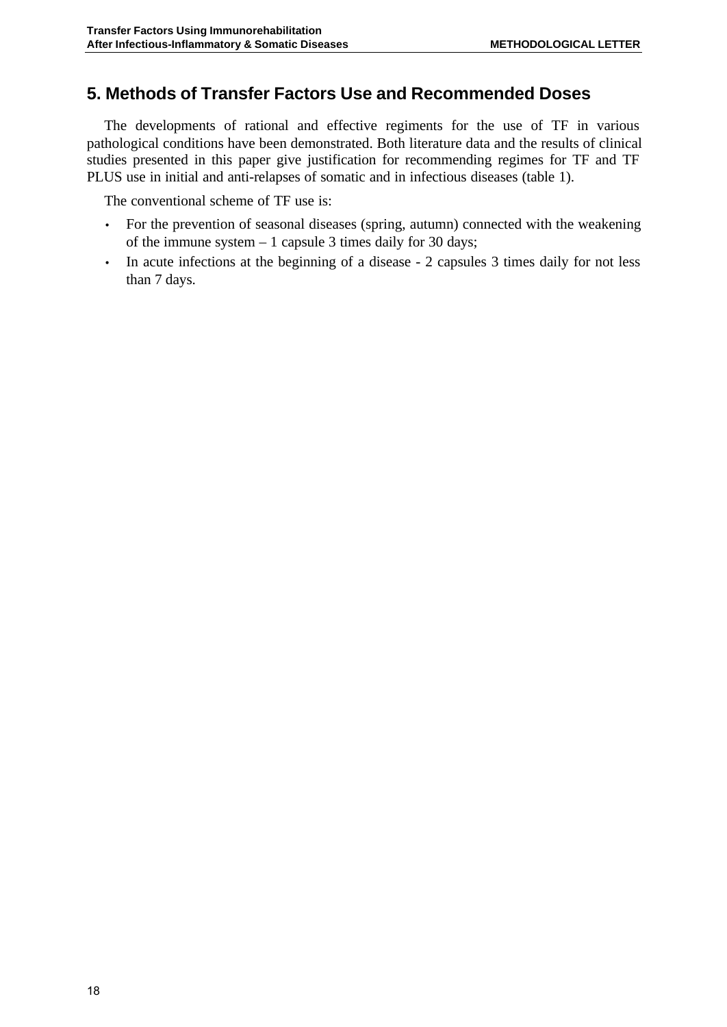## 5. Methods of Transfer Factors Use and Recommended Doses

The developments of rational and effective regiments for the use of TF in various pathological conditions have been demonstrated. Both literature data and the results of clinical studies presented in this paper give justification for recommending regimes for TF and TF PLUS use in initial and anti-relapses of somatic and in infectious diseases (table 1).

The conventional scheme of TF use is:

- For the prevention of seasonal diseases (spring, autumn) connected with the weakening of the immune system – 1 capsule 3 times daily for 30 days;
- In acute infections at the beginning of a disease - 2 capsules 3 times daily for not less than 7 days.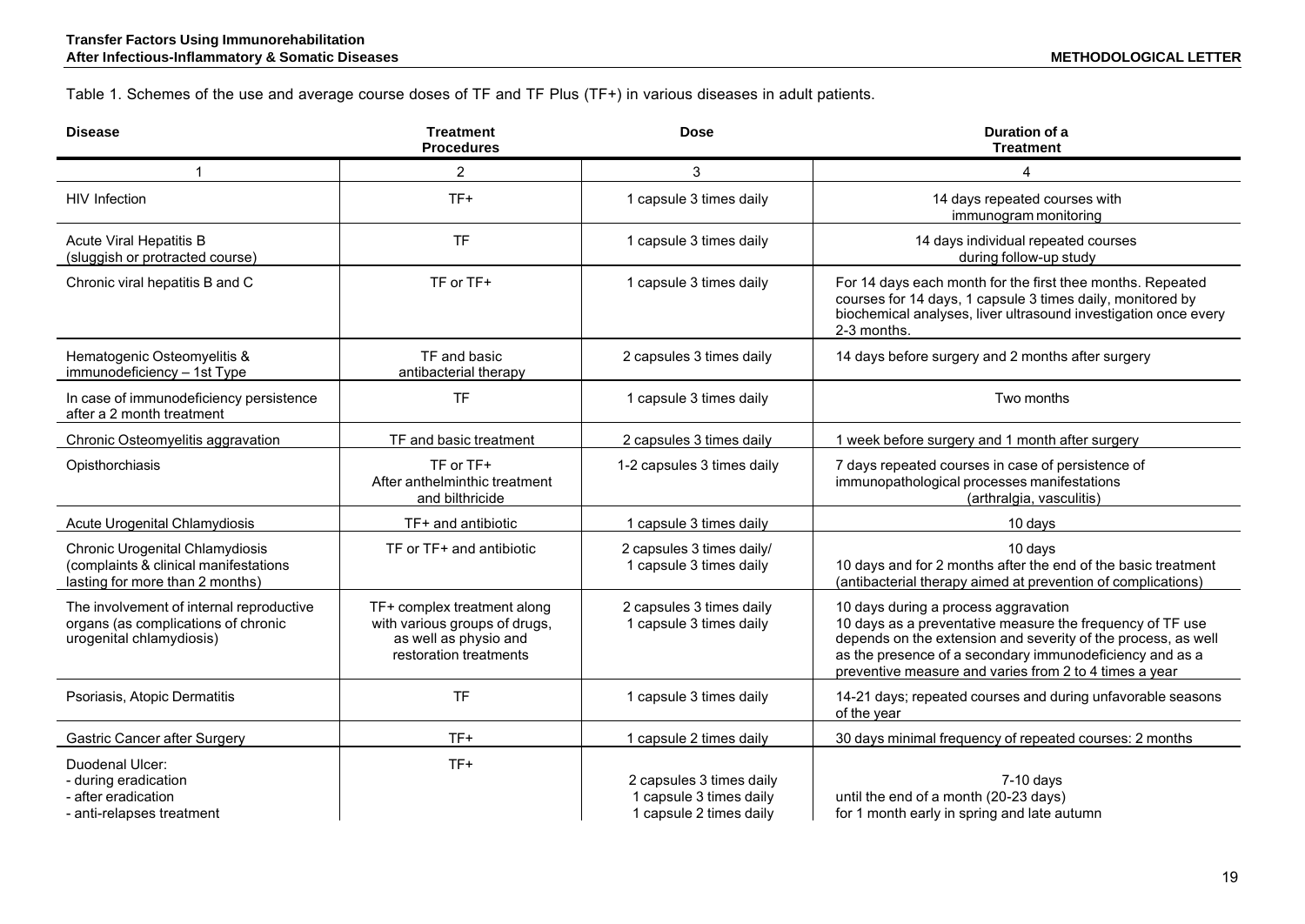Table 1. Schemes of the use and average course doses of TF and TF Plus (TF+) in various diseases in adult patients.

| Disease | Treatment Procedures | Dose | Duration of a Treatment |
|---|---|---|---|
| 1 | 2 | 3 | 4 |
| HIV Infection | TF+ | 1 capsule 3 times daily | 14 days repeated courses with immunogram monitoring |
| Acute Viral Hepatitis B (sluggish or protracted course) | TF | 1 capsule 3 times daily | 14 days individual repeated courses during follow-up study |
| Chronic viral hepatitis B and C | TF or TF+ | 1 capsule 3 times daily | For 14 days each month for the first thee months. Repeated courses for 14 days, 1 capsule 3 times daily, monitored by biochemical analyses, liver ultrasound investigation once every 2-3 months. |
| Hematogenic Osteomyelitis & immunodeficiency – 1st Type | TF and basic antibacterial therapy | 2 capsules 3 times daily | 14 days before surgery and 2 months after surgery |
| In case of immunodeficiency persistence after a 2 month treatment | TF | 1 capsule 3 times daily | Two months |
| Chronic Osteomyelitis aggravation | TF and basic treatment | 2 capsules 3 times daily | 1 week before surgery and 1 month after surgery |
| Opisthorchiasis | TF or TF+ After anthelminthic treatment and bilthricide | 1-2 capsules 3 times daily | 7 days repeated courses in case of persistence of immunopathological processes manifestations (arthralgia, vasculitis) |
| Acute Urogenital Chlamydiosis | TF+ and antibiotic | 1 capsule 3 times daily | 10 days |
| Chronic Urogenital Chlamydiosis (complaints & clinical manifestations lasting for more than 2 months) | TF or TF+ and antibiotic | 2 capsules 3 times daily/ 1 capsule 3 times daily | 10 days<br>10 days and for 2 months after the end of the basic treatment (antibacterial therapy aimed at prevention of complications) |
| The involvement of internal reproductive organs (as complications of chronic urogenital chlamydiosis) | TF+ complex treatment along with various groups of drugs, as well as physio and restoration treatments | 2 capsules 3 times daily<br>1 capsule 3 times daily | 10 days during a process aggravation<br>10 days as a preventative measure the frequency of TF use depends on the extension and severity of the process, as well as the presence of a secondary immunodeficiency and as a preventive measure and varies from 2 to 4 times a year |
| Psoriasis, Atopic Dermatitis | TF | 1 capsule 3 times daily | 14-21 days; repeated courses and during unfavorable seasons of the year |
| Gastric Cancer after Surgery | TF+ | 1 capsule 2 times daily | 30 days minimal frequency of repeated courses: 2 months |
| Duodenal Ulcer:<br>- during eradication<br>- after eradication<br>- anti-relapses treatment | TF+ | <br>2 capsules 3 times daily<br>1 capsule 3 times daily<br>1 capsule 2 times daily | <br>7-10 days<br>until the end of a month (20-23 days)<br>for 1 month early in spring and late autumn |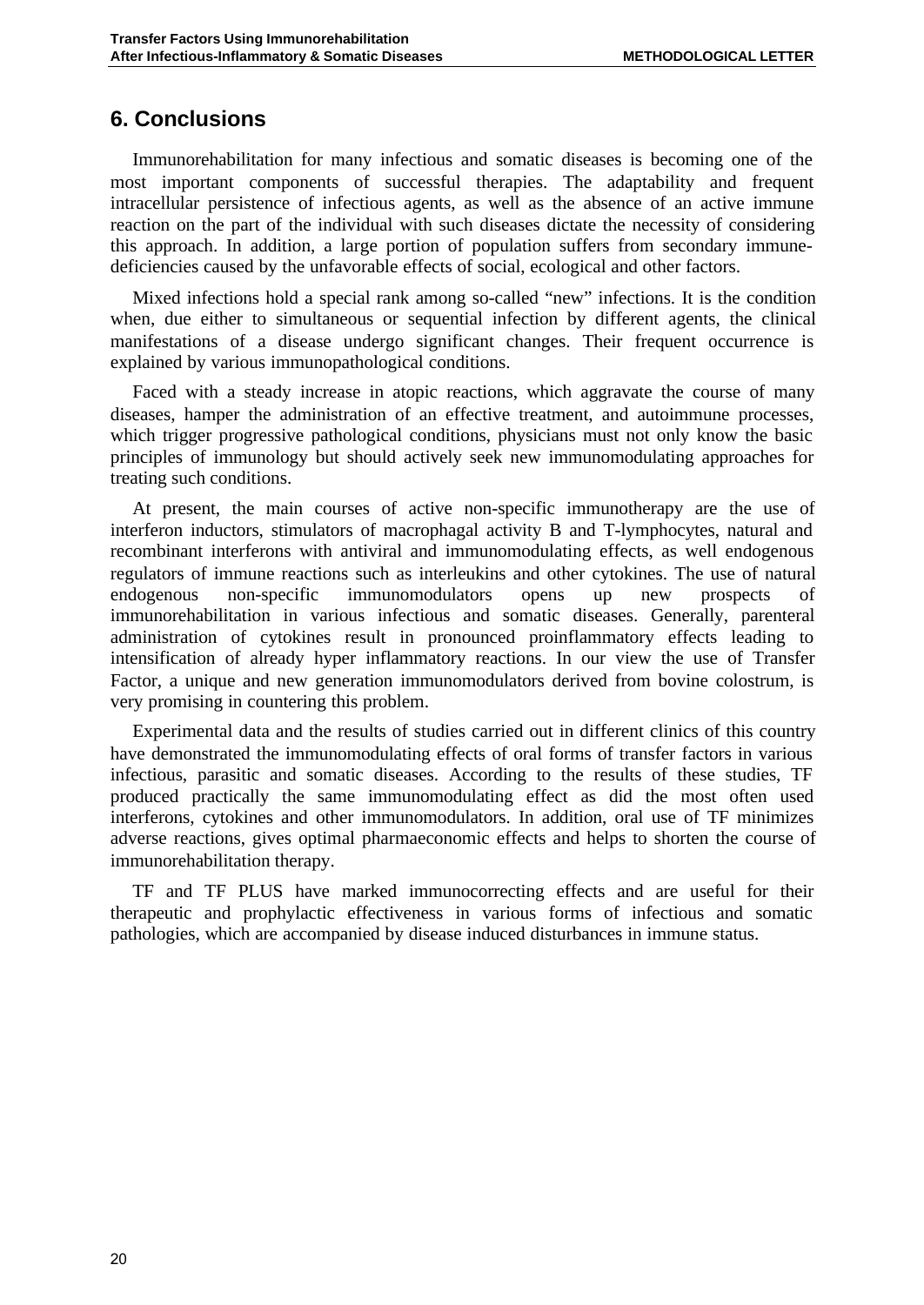## 6. Conclusions

Immunorehabilitation for many infectious and somatic diseases is becoming one of the most important components of successful therapies. The adaptability and frequent intracellular persistence of infectious agents, as well as the absence of an active immune reaction on the part of the individual with such diseases dictate the necessity of considering this approach. In addition, a large portion of population suffers from secondary immune-deficiencies caused by the unfavorable effects of social, ecological and other factors.

Mixed infections hold a special rank among so-called "new" infections. It is the condition when, due either to simultaneous or sequential infection by different agents, the clinical manifestations of a disease undergo significant changes. Their frequent occurrence is explained by various immunopathological conditions.

Faced with a steady increase in atopic reactions, which aggravate the course of many diseases, hamper the administration of an effective treatment, and autoimmune processes, which trigger progressive pathological conditions, physicians must not only know the basic principles of immunology but should actively seek new immunomodulating approaches for treating such conditions.

At present, the main courses of active non-specific immunotherapy are the use of interferon inductors, stimulators of macrophagal activity B and T-lymphocytes, natural and recombinant interferons with antiviral and immunomodulating effects, as well endogenous regulators of immune reactions such as interleukins and other cytokines. The use of natural endogenous non-specific immunomodulators opens up new prospects of immunorehabilitation in various infectious and somatic diseases. Generally, parenteral administration of cytokines result in pronounced proinflammatory effects leading to intensification of already hyper inflammatory reactions. In our view the use of Transfer Factor, a unique and new generation immunomodulators derived from bovine colostrum, is very promising in countering this problem.

Experimental data and the results of studies carried out in different clinics of this country have demonstrated the immunomodulating effects of oral forms of transfer factors in various infectious, parasitic and somatic diseases. According to the results of these studies, TF produced practically the same immunomodulating effect as did the most often used interferons, cytokines and other immunomodulators. In addition, oral use of TF minimizes adverse reactions, gives optimal pharmaeconomic effects and helps to shorten the course of immunorehabilitation therapy.

TF and TF PLUS have marked immunocorrecting effects and are useful for their therapeutic and prophylactic effectiveness in various forms of infectious and somatic pathologies, which are accompanied by disease induced disturbances in immune status.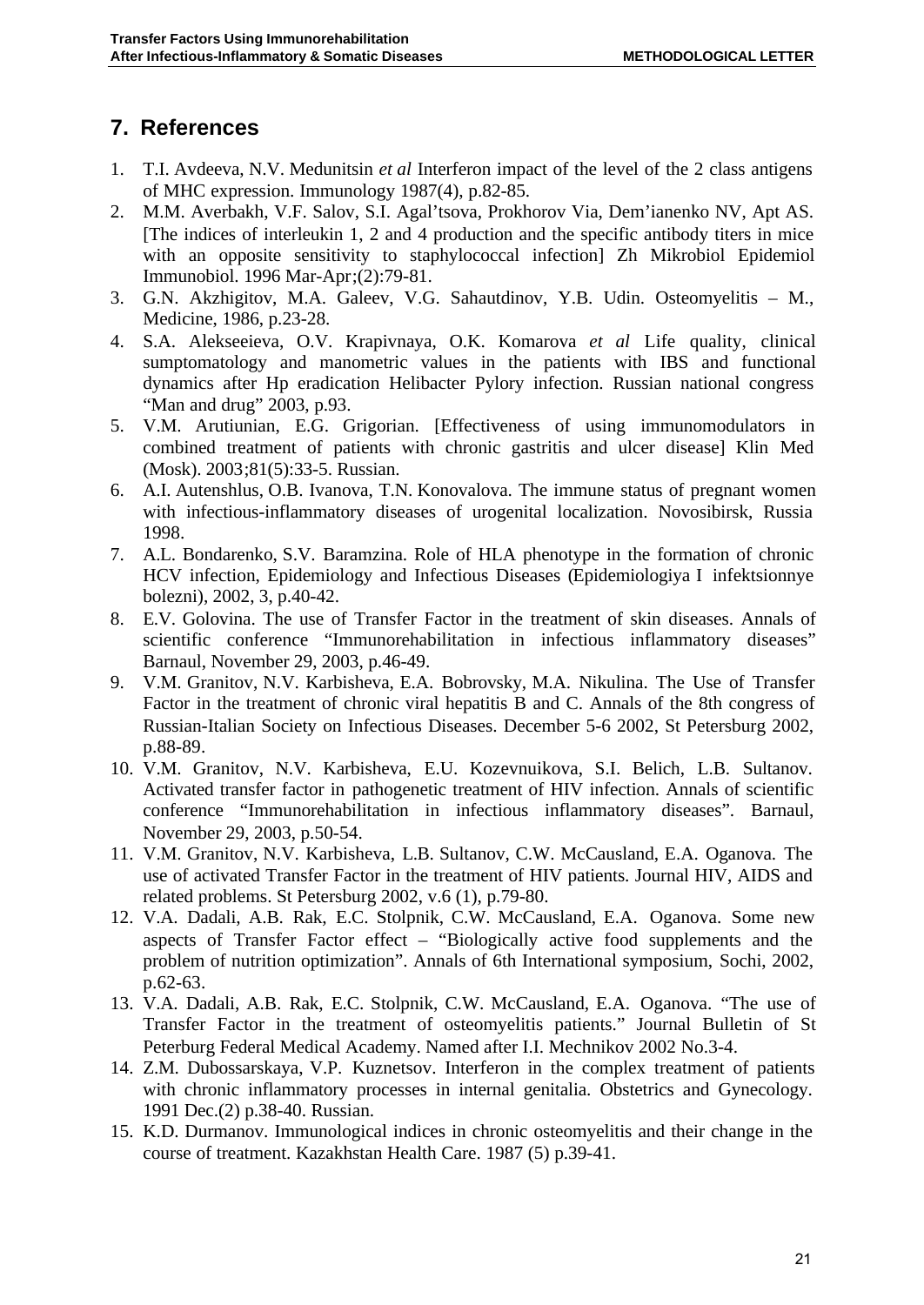## 7. References

1. T.I. Avdeeva, N.V. Medunitsin *et al* Interferon impact of the level of the 2 class antigens of MHC expression. Immunology 1987(4), p.82-85.
2. M.M. Averbakh, V.F. Salov, S.I. Agal'tsova, Prokhorov Via, Dem'ianenko NV, Apt AS. [The indices of interleukin 1, 2 and 4 production and the specific antibody titers in mice with an opposite sensitivity to staphylococcal infection] Zh Mikrobiol Epidemiol Immunobiol. 1996 Mar-Apr;(2):79-81.
3. G.N. Akzhigitov, M.A. Galeev, V.G. Sahautdinov, Y.B. Udin. Osteomyelitis – M., Medicine, 1986, p.23-28.
4. S.A. Alekseeieva, O.V. Krapivnaya, O.K. Komarova *et al* Life quality, clinical sumptomatology and manometric values in the patients with IBS and functional dynamics after Hp eradication Helibacter Pylory infection. Russian national congress "Man and drug" 2003, p.93.
5. V.M. Arutiunian, E.G. Grigorian. [Effectiveness of using immunomodulators in combined treatment of patients with chronic gastritis and ulcer disease] Klin Med (Mosk). 2003;81(5):33-5. Russian.
6. A.I. Autenshlus, O.B. Ivanova, T.N. Konovalova. The immune status of pregnant women with infectious-inflammatory diseases of urogenital localization. Novosibirsk, Russia 1998.
7. A.L. Bondarenko, S.V. Baramzina. Role of HLA phenotype in the formation of chronic HCV infection, Epidemiology and Infectious Diseases (Epidemiologiya I infektsionnye bolezni), 2002, 3, p.40-42.
8. E.V. Golovina. The use of Transfer Factor in the treatment of skin diseases. Annals of scientific conference "Immunorehabilitation in infectious inflammatory diseases" Barnaul, November 29, 2003, p.46-49.
9. V.M. Granitov, N.V. Karbisheva, E.A. Bobrovsky, M.A. Nikulina. The Use of Transfer Factor in the treatment of chronic viral hepatitis B and C. Annals of the 8th congress of Russian-Italian Society on Infectious Diseases. December 5-6 2002, St Petersburg 2002, p.88-89.
10. V.M. Granitov, N.V. Karbisheva, E.U. Kozevnuikova, S.I. Belich, L.B. Sultanov. Activated transfer factor in pathogenetic treatment of HIV infection. Annals of scientific conference "Immunorehabilitation in infectious inflammatory diseases". Barnaul, November 29, 2003, p.50-54.
11. V.M. Granitov, N.V. Karbisheva, L.B. Sultanov, C.W. McCausland, E.A. Oganova. The use of activated Transfer Factor in the treatment of HIV patients. Journal HIV, AIDS and related problems. St Petersburg 2002, v.6 (1), p.79-80.
12. V.A. Dadali, A.B. Rak, E.C. Stolpnik, C.W. McCausland, E.A. Oganova. Some new aspects of Transfer Factor effect – "Biologically active food supplements and the problem of nutrition optimization". Annals of 6th International symposium, Sochi, 2002, p.62-63.
13. V.A. Dadali, A.B. Rak, E.C. Stolpnik, C.W. McCausland, E.A. Oganova. "The use of Transfer Factor in the treatment of osteomyelitis patients." Journal Bulletin of St Peterburg Federal Medical Academy. Named after I.I. Mechnikov 2002 No.3-4.
14. Z.M. Dubossarskaya, V.P. Kuznetsov. Interferon in the complex treatment of patients with chronic inflammatory processes in internal genitalia. Obstetrics and Gynecology. 1991 Dec.(2) p.38-40. Russian.
15. K.D. Durmanov. Immunological indices in chronic osteomyelitis and their change in the course of treatment. Kazakhstan Health Care. 1987 (5) p.39-41.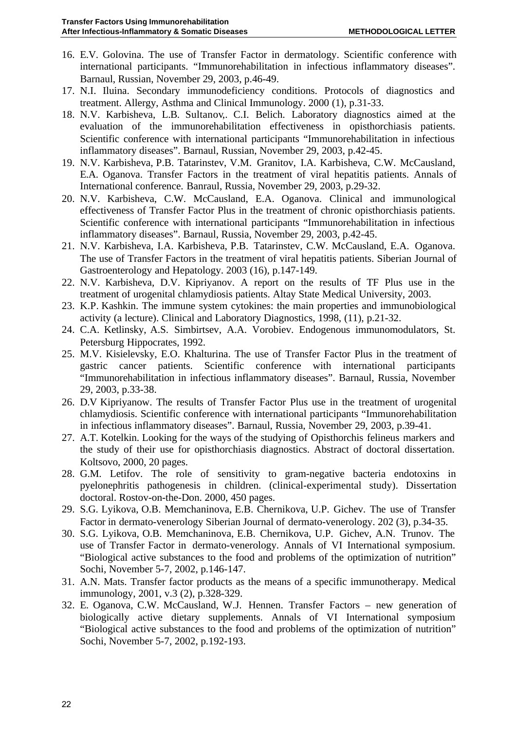16. E.V. Golovina. The use of Transfer Factor in dermatology. Scientific conference with international participants. “Immunorehabilitation in infectious inflammatory diseases”. Barnaul, Russian, November 29, 2003, p.46-49.
17. N.I. Iluina. Secondary immunodeficiency conditions. Protocols of diagnostics and treatment. Allergy, Asthma and Clinical Immunology. 2000 (1), p.31-33.
18. N.V. Karbisheva, L.B. Sultanov,. C.I. Belich. Laboratory diagnostics aimed at the evaluation of the immunorehabilitation effectiveness in opisthorchiasis patients. Scientific conference with international participants “Immunorehabilitation in infectious inflammatory diseases”. Barnaul, Russian, November 29, 2003, p.42-45.
19. N.V. Karbisheva, P.B. Tatarinstev, V.M. Granitov, I.A. Karbisheva, C.W. McCausland, E.A. Oganova. Transfer Factors in the treatment of viral hepatitis patients. Annals of International conference. Banraul, Russia, November 29, 2003, p.29-32.
20. N.V. Karbisheva, C.W. McCausland, E.A. Oganova. Clinical and immunological effectiveness of Transfer Factor Plus in the treatment of chronic opisthorchiasis patients. Scientific conference with international participants “Immunorehabilitation in infectious inflammatory diseases”. Barnaul, Russia, November 29, 2003, p.42-45.
21. N.V. Karbisheva, I.A. Karbisheva, P.B. Tatarinstev, C.W. McCausland, E.A. Oganova. The use of Transfer Factors in the treatment of viral hepatitis patients. Siberian Journal of Gastroenterology and Hepatology. 2003 (16), p.147-149.
22. N.V. Karbisheva, D.V. Kipriyanov. A report on the results of TF Plus use in the treatment of urogenital chlamydiosis patients. Altay State Medical University, 2003.
23. K.P. Kashkin. The immune system cytokines: the main properties and immunobiological activity (a lecture). Clinical and Laboratory Diagnostics, 1998, (11), p.21-32.
24. C.A. Ketlinsky, A.S. Simbirtsev, A.A. Vorobiev. Endogenous immunomodulators, St. Petersburg Hippocrates, 1992.
25. M.V. Kisielevsky, E.O. Khalturina. The use of Transfer Factor Plus in the treatment of gastric cancer patients. Scientific conference with international participants “Immunorehabilitation in infectious inflammatory diseases”. Barnaul, Russia, November 29, 2003, p.33-38.
26. D.V Kipriyanow. The results of Transfer Factor Plus use in the treatment of urogenital chlamydiosis. Scientific conference with international participants “Immunorehabilitation in infectious inflammatory diseases”. Barnaul, Russia, November 29, 2003, p.39-41.
27. A.T. Kotelkin. Looking for the ways of the studying of Opisthorchis felineus markers and the study of their use for opisthorchiasis diagnostics. Abstract of doctoral dissertation. Koltsovo, 2000, 20 pages.
28. G.M. Letifov. The role of sensitivity to gram-negative bacteria endotoxins in pyelonephritis pathogenesis in children. (clinical-experimental study). Dissertation doctoral. Rostov-on-the-Don. 2000, 450 pages.
29. S.G. Lyikova, O.B. Memchaninova, E.B. Chernikova, U.P. Gichev. The use of Transfer Factor in dermato-venerology Siberian Journal of dermato-venerology. 202 (3), p.34-35.
30. S.G. Lyikova, O.B. Memchaninova, E.B. Chernikova, U.P. Gichev, A.N. Trunov. The use of Transfer Factor in dermato-venerology. Annals of VI International symposium. “Biological active substances to the food and problems of the optimization of nutrition” Sochi, November 5-7, 2002, p.146-147.
31. A.N. Mats. Transfer factor products as the means of a specific immunotherapy. Medical immunology, 2001, v.3 (2), p.328-329.
32. E. Oganova, C.W. McCausland, W.J. Hennen. Transfer Factors – new generation of biologically active dietary supplements. Annals of VI International symposium “Biological active substances to the food and problems of the optimization of nutrition” Sochi, November 5-7, 2002, p.192-193.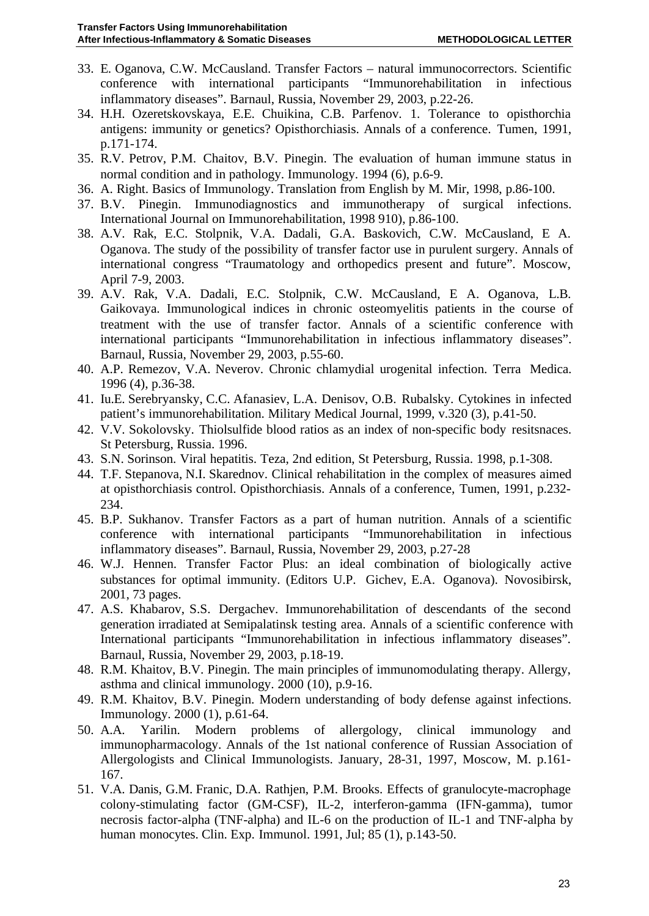33. E. Oganova, C.W. McCausland. Transfer Factors – natural immunocorrectors. Scientific conference with international participants "Immunorehabilitation in infectious inflammatory diseases". Barnaul, Russia, November 29, 2003, p.22-26.
34. H.H. Ozeretskovskaya, E.E. Chuikina, C.B. Parfenov. 1. Tolerance to opisthorchia antigens: immunity or genetics? Opisthorchiasis. Annals of a conference. Tumen, 1991, p.171-174.
35. R.V. Petrov, P.M. Chaitov, B.V. Pinegin. The evaluation of human immune status in normal condition and in pathology. Immunology. 1994 (6), p.6-9.
36. A. Right. Basics of Immunology. Translation from English by M. Mir, 1998, p.86-100.
37. B.V. Pinegin. Immunodiagnostics and immunotherapy of surgical infections. International Journal on Immunorehabilitation, 1998 910), p.86-100.
38. A.V. Rak, E.C. Stolpnik, V.A. Dadali, G.A. Baskovich, C.W. McCausland, E A. Oganova. The study of the possibility of transfer factor use in purulent surgery. Annals of international congress "Traumatology and orthopedics present and future". Moscow, April 7-9, 2003.
39. A.V. Rak, V.A. Dadali, E.C. Stolpnik, C.W. McCausland, E A. Oganova, L.B. Gaikovaya. Immunological indices in chronic osteomyelitis patients in the course of treatment with the use of transfer factor. Annals of a scientific conference with international participants "Immunorehabilitation in infectious inflammatory diseases". Barnaul, Russia, November 29, 2003, p.55-60.
40. A.P. Remezov, V.A. Neverov. Chronic chlamydial urogenital infection. Terra Medica. 1996 (4), p.36-38.
41. Iu.E. Serebryansky, C.C. Afanasiev, L.A. Denisov, O.B. Rubalsky. Cytokines in infected patient's immunorehabilitation. Military Medical Journal, 1999, v.320 (3), p.41-50.
42. V.V. Sokolovsky. Thiolsulfide blood ratios as an index of non-specific body resitsnaces. St Petersburg, Russia. 1996.
43. S.N. Sorinson. Viral hepatitis. Teza, 2nd edition, St Petersburg, Russia. 1998, p.1-308.
44. T.F. Stepanova, N.I. Skarednov. Clinical rehabilitation in the complex of measures aimed at opisthorchiasis control. Opisthorchiasis. Annals of a conference, Tumen, 1991, p.232-234.
45. B.P. Sukhanov. Transfer Factors as a part of human nutrition. Annals of a scientific conference with international participants "Immunorehabilitation in infectious inflammatory diseases". Barnaul, Russia, November 29, 2003, p.27-28
46. W.J. Hennen. Transfer Factor Plus: an ideal combination of biologically active substances for optimal immunity. (Editors U.P. Gichev, E.A. Oganova). Novosibirsk, 2001, 73 pages.
47. A.S. Khabarov, S.S. Dergachev. Immunorehabilitation of descendants of the second generation irradiated at Semipalatinsk testing area. Annals of a scientific conference with International participants "Immunorehabilitation in infectious inflammatory diseases". Barnaul, Russia, November 29, 2003, p.18-19.
48. R.M. Khaitov, B.V. Pinegin. The main principles of immunomodulating therapy. Allergy, asthma and clinical immunology. 2000 (10), p.9-16.
49. R.M. Khaitov, B.V. Pinegin. Modern understanding of body defense against infections. Immunology. 2000 (1), p.61-64.
50. A.A. Yarilin. Modern problems of allergology, clinical immunology and immunopharmacology. Annals of the 1st national conference of Russian Association of Allergologists and Clinical Immunologists. January, 28-31, 1997, Moscow, M. p.161-167.
51. V.A. Danis, G.M. Franic, D.A. Rathjen, P.M. Brooks. Effects of granulocyte-macrophage colony-stimulating factor (GM-CSF), IL-2, interferon-gamma (IFN-gamma), tumor necrosis factor-alpha (TNF-alpha) and IL-6 on the production of IL-1 and TNF-alpha by human monocytes. Clin. Exp. Immunol. 1991, Jul; 85 (1), p.143-50.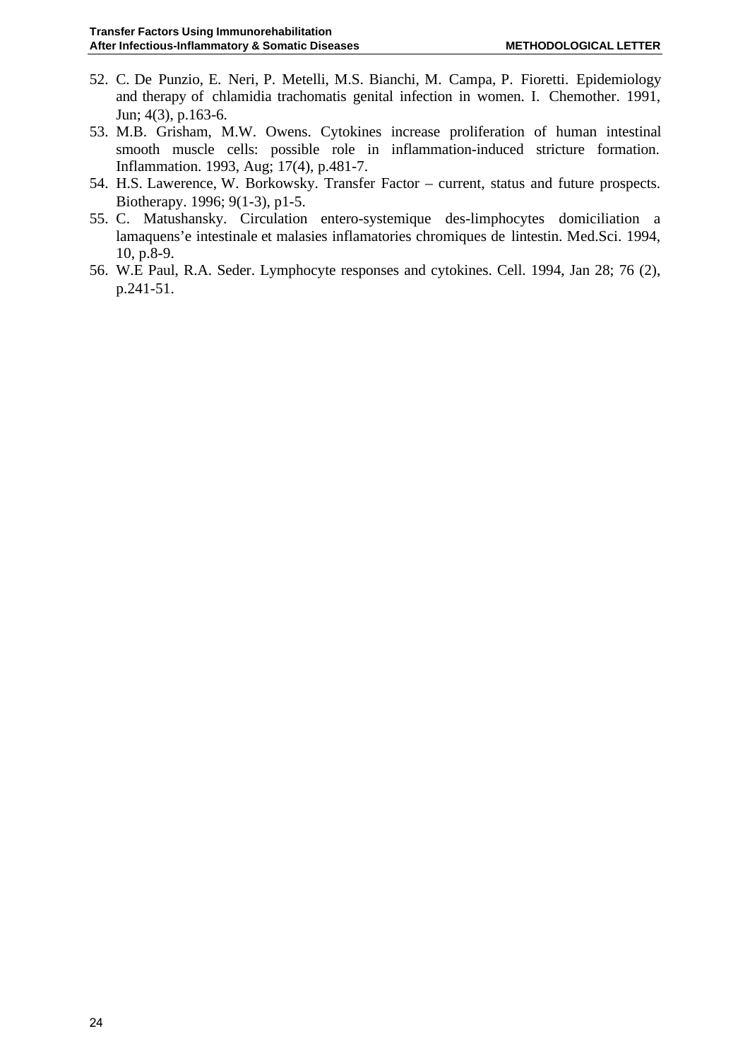52. C. De Punzio, E. Neri, P. Metelli, M.S. Bianchi, M. Campa, P. Fioretti. Epidemiology and therapy of chlamidia trachomatis genital infection in women. I. Chemother. 1991, Jun; 4(3), p.163-6.
53. M.B. Grisham, M.W. Owens. Cytokines increase proliferation of human intestinal smooth muscle cells: possible role in inflammation-induced stricture formation. Inflammation. 1993, Aug; 17(4), p.481-7.
54. H.S. Lawerence, W. Borkowsky. Transfer Factor – current, status and future prospects. Biotherapy. 1996; 9(1-3), p1-5.
55. C. Matushansky. Circulation entero-systemique des-limphocytes domiciliation a lamaquens'e intestinale et malasies inflamatories chromiques de lintestin. Med.Sci. 1994, 10, p.8-9.
56. W.E Paul, R.A. Seder. Lymphocyte responses and cytokines. Cell. 1994, Jan 28; 76 (2), p.241-51.